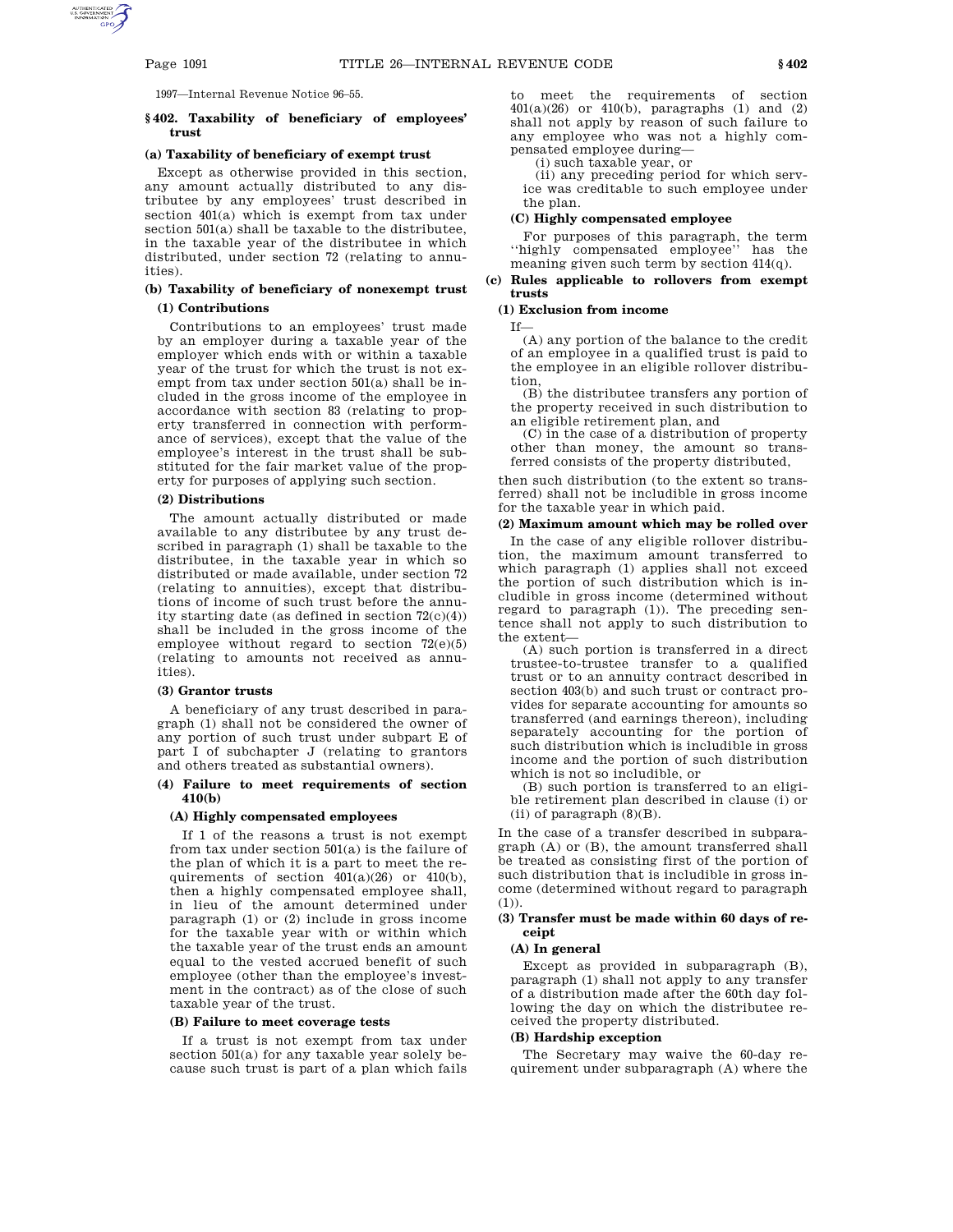1997—Internal Revenue Notice 96–55.

## § 402. Taxability of beneficiary of employees' trust

### (a) Taxability of beneficiary of exempt trust

Except as otherwise provided in this section, any amount actually distributed to any distributee by any employees' trust described in section 401(a) which is exempt from tax under section 501(a) shall be taxable to the distributee, in the taxable year of the distributee in which distributed, under section 72 (relating to annuities).

### (b) Taxability of beneficiary of nonexempt trust

#### (1) Contributions

Contributions to an employees' trust made by an employer during a taxable year of the employer which ends with or within a taxable year of the trust for which the trust is not exempt from tax under section 501(a) shall be included in the gross income of the employee in accordance with section 83 (relating to property transferred in connection with performance of services), except that the value of the employee's interest in the trust shall be substituted for the fair market value of the property for purposes of applying such section.

#### (2) Distributions

The amount actually distributed or made available to any distributee by any trust described in paragraph (1) shall be taxable to the distributee, in the taxable year in which so distributed or made available, under section 72 (relating to annuities), except that distributions of income of such trust before the annuity starting date (as defined in section 72(c)(4)) shall be included in the gross income of the employee without regard to section 72(e)(5) (relating to amounts not received as annuities).

#### (3) Grantor trusts

A beneficiary of any trust described in paragraph (1) shall not be considered the owner of any portion of such trust under subpart E of part I of subchapter J (relating to grantors and others treated as substantial owners).

#### (4) Failure to meet requirements of section 410(b)

##### (A) Highly compensated employees

If 1 of the reasons a trust is not exempt from tax under section 501(a) is the failure of the plan of which it is a part to meet the requirements of section 401(a)(26) or 410(b), then a highly compensated employee shall, in lieu of the amount determined under paragraph (1) or (2) include in gross income for the taxable year with or within which the taxable year of the trust ends an amount equal to the vested accrued benefit of such employee (other than the employee's investment in the contract) as of the close of such taxable year of the trust.

##### (B) Failure to meet coverage tests

If a trust is not exempt from tax under section 501(a) for any taxable year solely because such trust is part of a plan which fails to meet the requirements of section 401(a)(26) or 410(b), paragraphs (1) and (2) shall not apply by reason of such failure to any employee who was not a highly compensated employee during—

(i) such taxable year, or

(ii) any preceding period for which service was creditable to such employee under the plan.

##### (C) Highly compensated employee

For purposes of this paragraph, the term "highly compensated employee" has the meaning given such term by section 414(q).

### (c) Rules applicable to rollovers from exempt trusts

#### (1) Exclusion from income

If—

(A) any portion of the balance to the credit of an employee in a qualified trust is paid to the employee in an eligible rollover distribution,

(B) the distributee transfers any portion of the property received in such distribution to an eligible retirement plan, and

(C) in the case of a distribution of property other than money, the amount so transferred consists of the property distributed,

then such distribution (to the extent so transferred) shall not be includible in gross income for the taxable year in which paid.

#### (2) Maximum amount which may be rolled over

In the case of any eligible rollover distribution, the maximum amount transferred to which paragraph (1) applies shall not exceed the portion of such distribution which is includible in gross income (determined without regard to paragraph (1)). The preceding sentence shall not apply to such distribution to the extent—

(A) such portion is transferred in a direct trustee-to-trustee transfer to a qualified trust or to an annuity contract described in section 403(b) and such trust or contract provides for separate accounting for amounts so transferred (and earnings thereon), including separately accounting for the portion of such distribution which is includible in gross income and the portion of such distribution which is not so includible, or

(B) such portion is transferred to an eligible retirement plan described in clause (i) or (ii) of paragraph (8)(B).

In the case of a transfer described in subparagraph (A) or (B), the amount transferred shall be treated as consisting first of the portion of such distribution that is includible in gross income (determined without regard to paragraph (1)).

#### (3) Transfer must be made within 60 days of receipt

##### (A) In general

Except as provided in subparagraph (B), paragraph (1) shall not apply to any transfer of a distribution made after the 60th day following the day on which the distributee received the property distributed.

##### (B) Hardship exception

The Secretary may waive the 60-day requirement under subparagraph (A) where the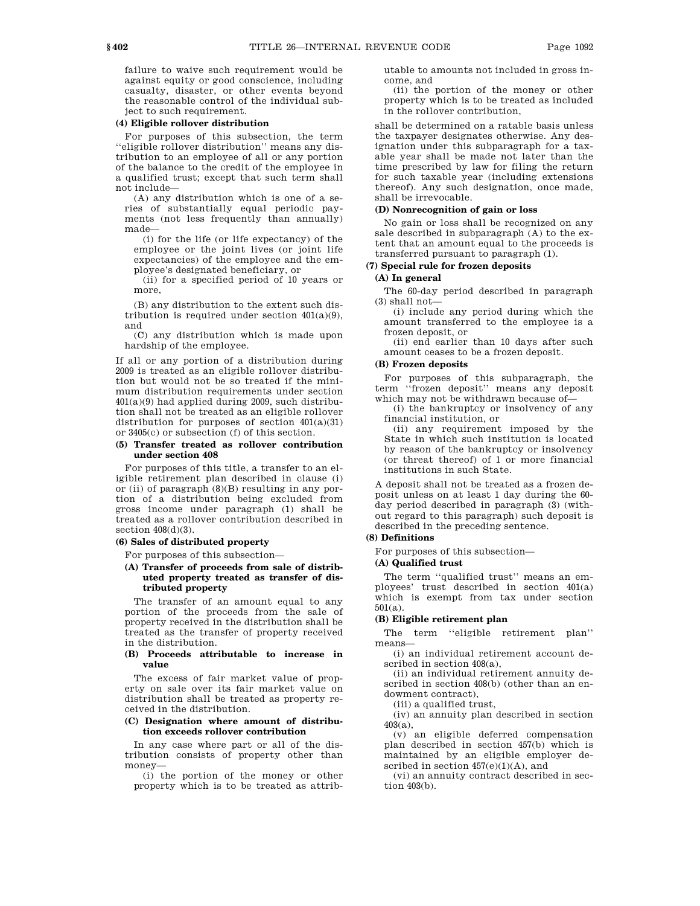failure to waive such requirement would be against equity or good conscience, including casualty, disaster, or other events beyond the reasonable control of the individual subject to such requirement.

**(4) Eligible rollover distribution**

For purposes of this subsection, the term ''eligible rollover distribution'' means any distribution to an employee of all or any portion of the balance to the credit of the employee in a qualified trust; except that such term shall not include—

(A) any distribution which is one of a series of substantially equal periodic payments (not less frequently than annually) made—

(i) for the life (or life expectancy) of the employee or the joint lives (or joint life expectancies) of the employee and the employee's designated beneficiary, or

(ii) for a specified period of 10 years or more,

(B) any distribution to the extent such distribution is required under section 401(a)(9), and

(C) any distribution which is made upon hardship of the employee.

If all or any portion of a distribution during 2009 is treated as an eligible rollover distribution but would not be so treated if the minimum distribution requirements under section 401(a)(9) had applied during 2009, such distribution shall not be treated as an eligible rollover distribution for purposes of section 401(a)(31) or 3405(c) or subsection (f) of this section.

**(5) Transfer treated as rollover contribution under section 408**

For purposes of this title, a transfer to an eligible retirement plan described in clause (i) or (ii) of paragraph (8)(B) resulting in any portion of a distribution being excluded from gross income under paragraph (1) shall be treated as a rollover contribution described in section 408(d)(3).

**(6) Sales of distributed property**

For purposes of this subsection—

**(A) Transfer of proceeds from sale of distributed property treated as transfer of distributed property**

The transfer of an amount equal to any portion of the proceeds from the sale of property received in the distribution shall be treated as the transfer of property received in the distribution.

**(B) Proceeds attributable to increase in value**

The excess of fair market value of property on sale over its fair market value on distribution shall be treated as property received in the distribution.

**(C) Designation where amount of distribution exceeds rollover contribution**

In any case where part or all of the distribution consists of property other than money—

(i) the portion of the money or other property which is to be treated as attributable to amounts not included in gross income, and

(ii) the portion of the money or other property which is to be treated as included in the rollover contribution,

shall be determined on a ratable basis unless the taxpayer designates otherwise. Any designation under this subparagraph for a taxable year shall be made not later than the time prescribed by law for filing the return for such taxable year (including extensions thereof). Any such designation, once made, shall be irrevocable.

**(D) Nonrecognition of gain or loss**

No gain or loss shall be recognized on any sale described in subparagraph (A) to the extent that an amount equal to the proceeds is transferred pursuant to paragraph (1).

**(7) Special rule for frozen deposits**

**(A) In general**

The 60-day period described in paragraph (3) shall not—

(i) include any period during which the amount transferred to the employee is a frozen deposit, or

(ii) end earlier than 10 days after such amount ceases to be a frozen deposit.

**(B) Frozen deposits**

For purposes of this subparagraph, the term ''frozen deposit'' means any deposit which may not be withdrawn because of—

(i) the bankruptcy or insolvency of any financial institution, or

(ii) any requirement imposed by the State in which such institution is located by reason of the bankruptcy or insolvency (or threat thereof) of 1 or more financial institutions in such State.

A deposit shall not be treated as a frozen deposit unless on at least 1 day during the 60-day period described in paragraph (3) (without regard to this paragraph) such deposit is described in the preceding sentence.

**(8) Definitions**

For purposes of this subsection—

**(A) Qualified trust**

The term ''qualified trust'' means an employees' trust described in section 401(a) which is exempt from tax under section 501(a).

**(B) Eligible retirement plan**

The term ''eligible retirement plan'' means—

(i) an individual retirement account described in section 408(a),

(ii) an individual retirement annuity described in section 408(b) (other than an endowment contract),

(iii) a qualified trust,

(iv) an annuity plan described in section 403(a),

(v) an eligible deferred compensation plan described in section 457(b) which is maintained by an eligible employer described in section 457(e)(1)(A), and

(vi) an annuity contract described in section 403(b).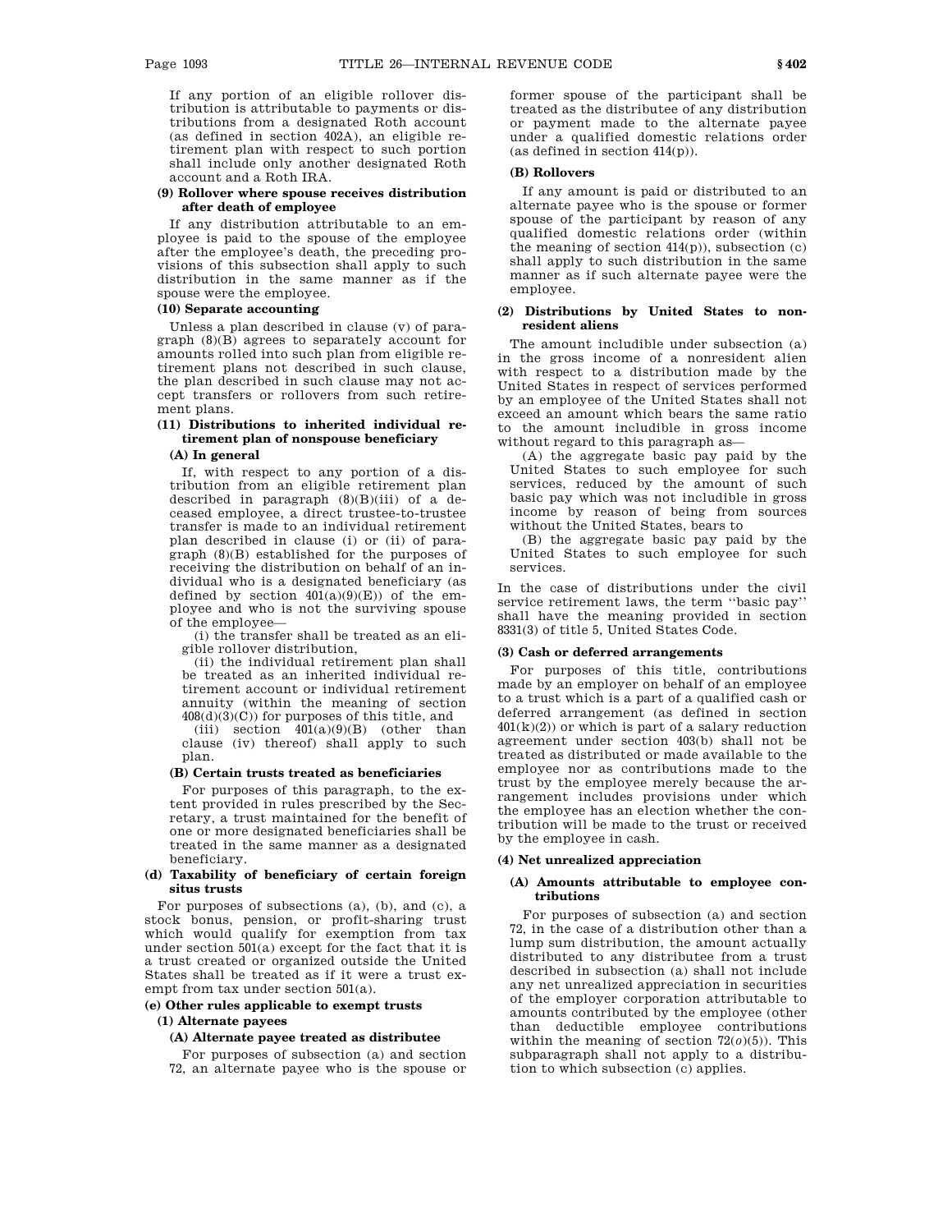If any portion of an eligible rollover distribution is attributable to payments or distributions from a designated Roth account (as defined in section 402A), an eligible retirement plan with respect to such portion shall include only another designated Roth account and a Roth IRA.

**(9) Rollover where spouse receives distribution after death of employee**

If any distribution attributable to an employee is paid to the spouse of the employee after the employee's death, the preceding provisions of this subsection shall apply to such distribution in the same manner as if the spouse were the employee.

**(10) Separate accounting**

Unless a plan described in clause (v) of paragraph (8)(B) agrees to separately account for amounts rolled into such plan from eligible retirement plans not described in such clause, the plan described in such clause may not accept transfers or rollovers from such retirement plans.

**(11) Distributions to inherited individual retirement plan of nonspouse beneficiary**

**(A) In general**

If, with respect to any portion of a distribution from an eligible retirement plan described in paragraph (8)(B)(iii) of a deceased employee, a direct trustee-to-trustee transfer is made to an individual retirement plan described in clause (i) or (ii) of paragraph (8)(B) established for the purposes of receiving the distribution on behalf of an individual who is a designated beneficiary (as defined by section 401(a)(9)(E)) of the employee and who is not the surviving spouse of the employee—

(i) the transfer shall be treated as an eligible rollover distribution,

(ii) the individual retirement plan shall be treated as an inherited individual retirement account or individual retirement annuity (within the meaning of section 408(d)(3)(C)) for purposes of this title, and

(iii) section 401(a)(9)(B) (other than clause (iv) thereof) shall apply to such plan.

**(B) Certain trusts treated as beneficiaries**

For purposes of this paragraph, to the extent provided in rules prescribed by the Secretary, a trust maintained for the benefit of one or more designated beneficiaries shall be treated in the same manner as a designated beneficiary.

**(d) Taxability of beneficiary of certain foreign situs trusts**

For purposes of subsections (a), (b), and (c), a stock bonus, pension, or profit-sharing trust which would qualify for exemption from tax under section 501(a) except for the fact that it is a trust created or organized outside the United States shall be treated as if it were a trust exempt from tax under section 501(a).

**(e) Other rules applicable to exempt trusts**

**(1) Alternate payees**

**(A) Alternate payee treated as distributee**

For purposes of subsection (a) and section 72, an alternate payee who is the spouse or former spouse of the participant shall be treated as the distributee of any distribution or payment made to the alternate payee under a qualified domestic relations order (as defined in section 414(p)).

**(B) Rollovers**

If any amount is paid or distributed to an alternate payee who is the spouse or former spouse of the participant by reason of any qualified domestic relations order (within the meaning of section 414(p)), subsection (c) shall apply to such distribution in the same manner as if such alternate payee were the employee.

**(2) Distributions by United States to nonresident aliens**

The amount includible under subsection (a) in the gross income of a nonresident alien with respect to a distribution made by the United States in respect of services performed by an employee of the United States shall not exceed an amount which bears the same ratio to the amount includible in gross income without regard to this paragraph as—

(A) the aggregate basic pay paid by the United States to such employee for such services, reduced by the amount of such basic pay which was not includible in gross income by reason of being from sources without the United States, bears to

(B) the aggregate basic pay paid by the United States to such employee for such services.

In the case of distributions under the civil service retirement laws, the term "basic pay" shall have the meaning provided in section 8331(3) of title 5, United States Code.

**(3) Cash or deferred arrangements**

For purposes of this title, contributions made by an employer on behalf of an employee to a trust which is a part of a qualified cash or deferred arrangement (as defined in section 401(k)(2)) or which is part of a salary reduction agreement under section 403(b) shall not be treated as distributed or made available to the employee nor as contributions made to the trust by the employee merely because the arrangement includes provisions under which the employee has an election whether the contribution will be made to the trust or received by the employee in cash.

**(4) Net unrealized appreciation**

**(A) Amounts attributable to employee contributions**

For purposes of subsection (a) and section 72, in the case of a distribution other than a lump sum distribution, the amount actually distributed to any distributee from a trust described in subsection (a) shall not include any net unrealized appreciation in securities of the employer corporation attributable to amounts contributed by the employee (other than deductible employee contributions within the meaning of section 72(*o*)(5)). This subparagraph shall not apply to a distribution to which subsection (c) applies.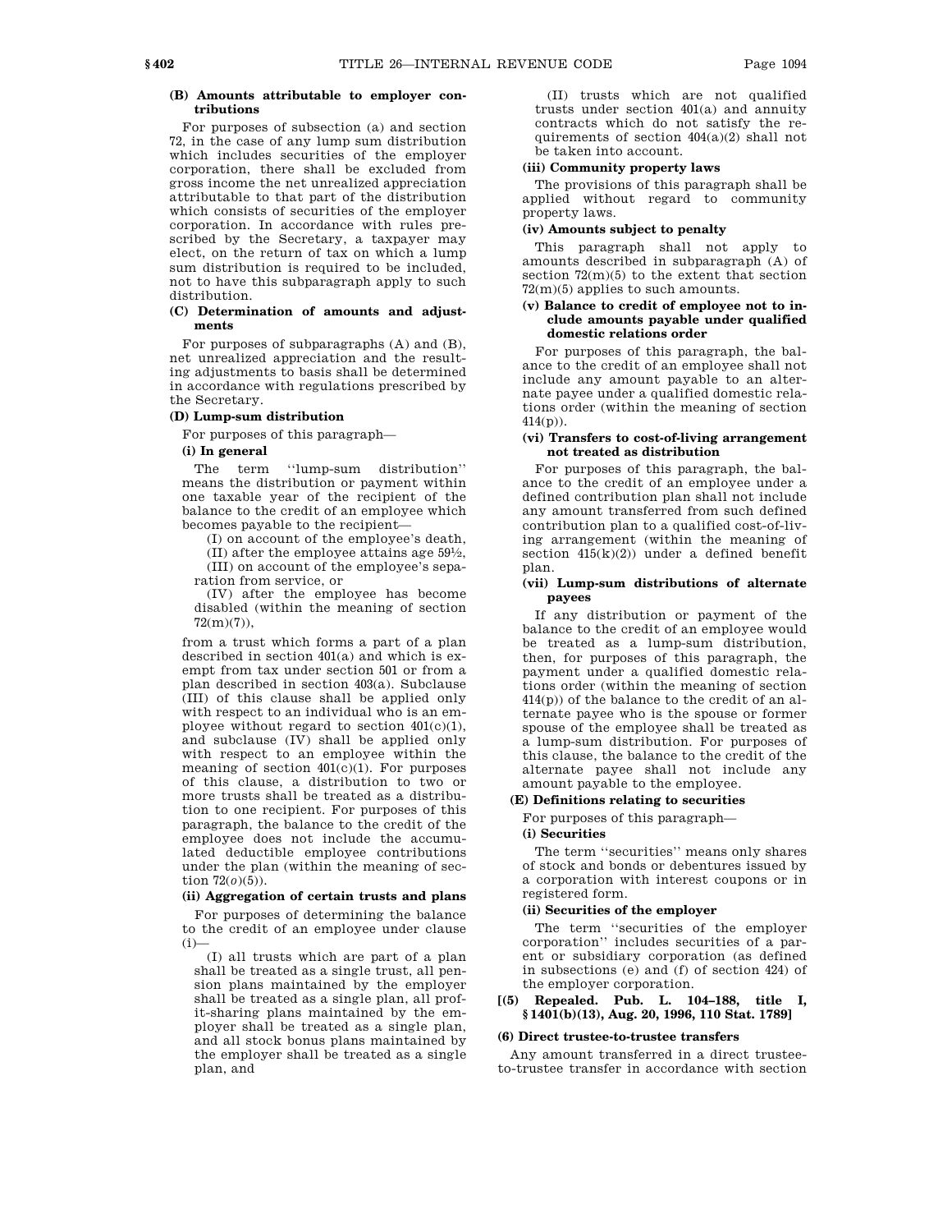**(B) Amounts attributable to employer contributions**

For purposes of subsection (a) and section 72, in the case of any lump sum distribution which includes securities of the employer corporation, there shall be excluded from gross income the net unrealized appreciation attributable to that part of the distribution which consists of securities of the employer corporation. In accordance with rules prescribed by the Secretary, a taxpayer may elect, on the return of tax on which a lump sum distribution is required to be included, not to have this subparagraph apply to such distribution.

**(C) Determination of amounts and adjustments**

For purposes of subparagraphs (A) and (B), net unrealized appreciation and the resulting adjustments to basis shall be determined in accordance with regulations prescribed by the Secretary.

**(D) Lump-sum distribution**

For purposes of this paragraph—

**(i) In general**

The term ''lump-sum distribution'' means the distribution or payment within one taxable year of the recipient of the balance to the credit of an employee which becomes payable to the recipient—

(I) on account of the employee's death,

(II) after the employee attains age 59½,

(III) on account of the employee's separation from service, or

(IV) after the employee has become disabled (within the meaning of section 72(m)(7)),

from a trust which forms a part of a plan described in section 401(a) and which is exempt from tax under section 501 or from a plan described in section 403(a). Subclause (III) of this clause shall be applied only with respect to an individual who is an employee without regard to section 401(c)(1), and subclause (IV) shall be applied only with respect to an employee within the meaning of section 401(c)(1). For purposes of this clause, a distribution to two or more trusts shall be treated as a distribution to one recipient. For purposes of this paragraph, the balance to the credit of the employee does not include the accumulated deductible employee contributions under the plan (within the meaning of section 72(*o*)(5)).

**(ii) Aggregation of certain trusts and plans**

For purposes of determining the balance to the credit of an employee under clause (i)—

(I) all trusts which are part of a plan shall be treated as a single trust, all pension plans maintained by the employer shall be treated as a single plan, all profit-sharing plans maintained by the employer shall be treated as a single plan, and all stock bonus plans maintained by the employer shall be treated as a single plan, and

(II) trusts which are not qualified trusts under section 401(a) and annuity contracts which do not satisfy the requirements of section 404(a)(2) shall not be taken into account.

**(iii) Community property laws**

The provisions of this paragraph shall be applied without regard to community property laws.

**(iv) Amounts subject to penalty**

This paragraph shall not apply to amounts described in subparagraph (A) of section 72(m)(5) to the extent that section 72(m)(5) applies to such amounts.

**(v) Balance to credit of employee not to include amounts payable under qualified domestic relations order**

For purposes of this paragraph, the balance to the credit of an employee shall not include any amount payable to an alternate payee under a qualified domestic relations order (within the meaning of section 414(p)).

**(vi) Transfers to cost-of-living arrangement not treated as distribution**

For purposes of this paragraph, the balance to the credit of an employee under a defined contribution plan shall not include any amount transferred from such defined contribution plan to a qualified cost-of-living arrangement (within the meaning of section 415(k)(2)) under a defined benefit plan.

**(vii) Lump-sum distributions of alternate payees**

If any distribution or payment of the balance to the credit of an employee would be treated as a lump-sum distribution, then, for purposes of this paragraph, the payment under a qualified domestic relations order (within the meaning of section 414(p)) of the balance to the credit of an alternate payee who is the spouse or former spouse of the employee shall be treated as a lump-sum distribution. For purposes of this clause, the balance to the credit of the alternate payee shall not include any amount payable to the employee.

**(E) Definitions relating to securities**

For purposes of this paragraph—

**(i) Securities**

The term ''securities'' means only shares of stock and bonds or debentures issued by a corporation with interest coupons or in registered form.

**(ii) Securities of the employer**

The term ''securities of the employer corporation'' includes securities of a parent or subsidiary corporation (as defined in subsections (e) and (f) of section 424) of the employer corporation.

**[(5) Repealed. Pub. L. 104–188, title I, §1401(b)(13), Aug. 20, 1996, 110 Stat. 1789]**

**(6) Direct trustee-to-trustee transfers**

Any amount transferred in a direct trustee-to-trustee transfer in accordance with section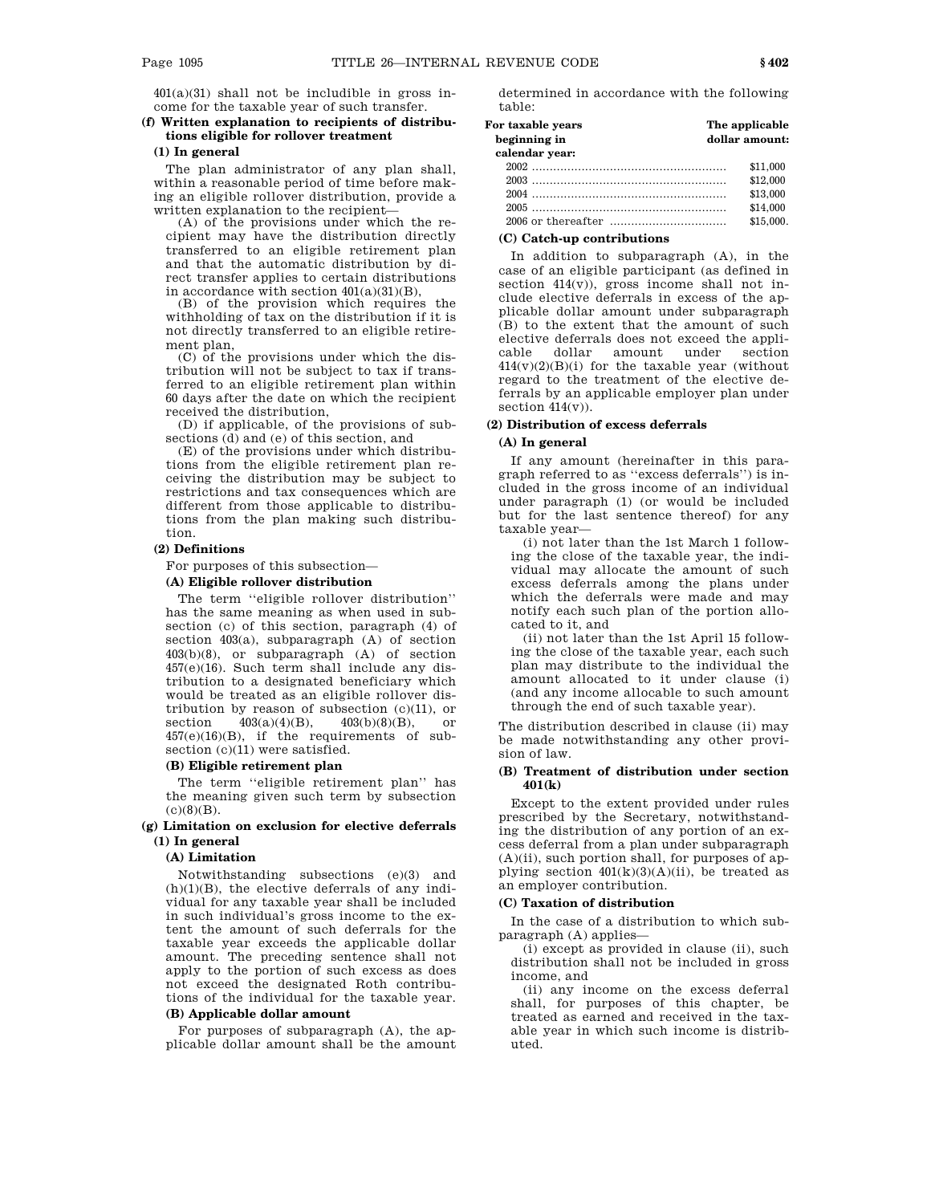401(a)(31) shall not be includible in gross income for the taxable year of such transfer.

**(f) Written explanation to recipients of distributions eligible for rollover treatment**

**(1) In general**

The plan administrator of any plan shall, within a reasonable period of time before making an eligible rollover distribution, provide a written explanation to the recipient—

(A) of the provisions under which the recipient may have the distribution directly transferred to an eligible retirement plan and that the automatic distribution by direct transfer applies to certain distributions in accordance with section 401(a)(31)(B),

(B) of the provision which requires the withholding of tax on the distribution if it is not directly transferred to an eligible retirement plan,

(C) of the provisions under which the distribution will not be subject to tax if transferred to an eligible retirement plan within 60 days after the date on which the recipient received the distribution,

(D) if applicable, of the provisions of subsections (d) and (e) of this section, and

(E) of the provisions under which distributions from the eligible retirement plan receiving the distribution may be subject to restrictions and tax consequences which are different from those applicable to distributions from the plan making such distribution.

**(2) Definitions**

For purposes of this subsection—

**(A) Eligible rollover distribution**

The term ''eligible rollover distribution'' has the same meaning as when used in subsection (c) of this section, paragraph (4) of section 403(a), subparagraph (A) of section 403(b)(8), or subparagraph (A) of section 457(e)(16). Such term shall include any distribution to a designated beneficiary which would be treated as an eligible rollover distribution by reason of subsection (c)(11), or section 403(a)(4)(B), 403(b)(8)(B), or 457(e)(16)(B), if the requirements of subsection (c)(11) were satisfied.

**(B) Eligible retirement plan**

The term ''eligible retirement plan'' has the meaning given such term by subsection (c)(8)(B).

**(g) Limitation on exclusion for elective deferrals**

**(1) In general**

**(A) Limitation**

Notwithstanding subsections (e)(3) and (h)(1)(B), the elective deferrals of any individual for any taxable year shall be included in such individual's gross income to the extent the amount of such deferrals for the taxable year exceeds the applicable dollar amount. The preceding sentence shall not apply to the portion of such excess as does not exceed the designated Roth contributions of the individual for the taxable year.

**(B) Applicable dollar amount**

For purposes of subparagraph (A), the applicable dollar amount shall be the amount determined in accordance with the following table:

| For taxable years beginning in calendar year: | The applicable dollar amount: |
|---|---|
| 2002 | $11,000 |
| 2003 | $12,000 |
| 2004 | $13,000 |
| 2005 | $14,000 |
| 2006 or thereafter | $15,000. |

**(C) Catch-up contributions**

In addition to subparagraph (A), in the case of an eligible participant (as defined in section 414(v)), gross income shall not include elective deferrals in excess of the applicable dollar amount under subparagraph (B) to the extent that the amount of such elective deferrals does not exceed the applicable dollar amount under section 414(v)(2)(B)(i) for the taxable year (without regard to the treatment of the elective deferrals by an applicable employer plan under section 414(v)).

**(2) Distribution of excess deferrals**

**(A) In general**

If any amount (hereinafter in this paragraph referred to as ''excess deferrals'') is included in the gross income of an individual under paragraph (1) (or would be included but for the last sentence thereof) for any taxable year—

(i) not later than the 1st March 1 following the close of the taxable year, the individual may allocate the amount of such excess deferrals among the plans under which the deferrals were made and may notify each such plan of the portion allocated to it, and

(ii) not later than the 1st April 15 following the close of the taxable year, each such plan may distribute to the individual the amount allocated to it under clause (i) (and any income allocable to such amount through the end of such taxable year).

The distribution described in clause (ii) may be made notwithstanding any other provision of law.

**(B) Treatment of distribution under section 401(k)**

Except to the extent provided under rules prescribed by the Secretary, notwithstanding the distribution of any portion of an excess deferral from a plan under subparagraph (A)(ii), such portion shall, for purposes of applying section 401(k)(3)(A)(ii), be treated as an employer contribution.

**(C) Taxation of distribution**

In the case of a distribution to which subparagraph (A) applies—

(i) except as provided in clause (ii), such distribution shall not be included in gross income, and

(ii) any income on the excess deferral shall, for purposes of this chapter, be treated as earned and received in the taxable year in which such income is distributed.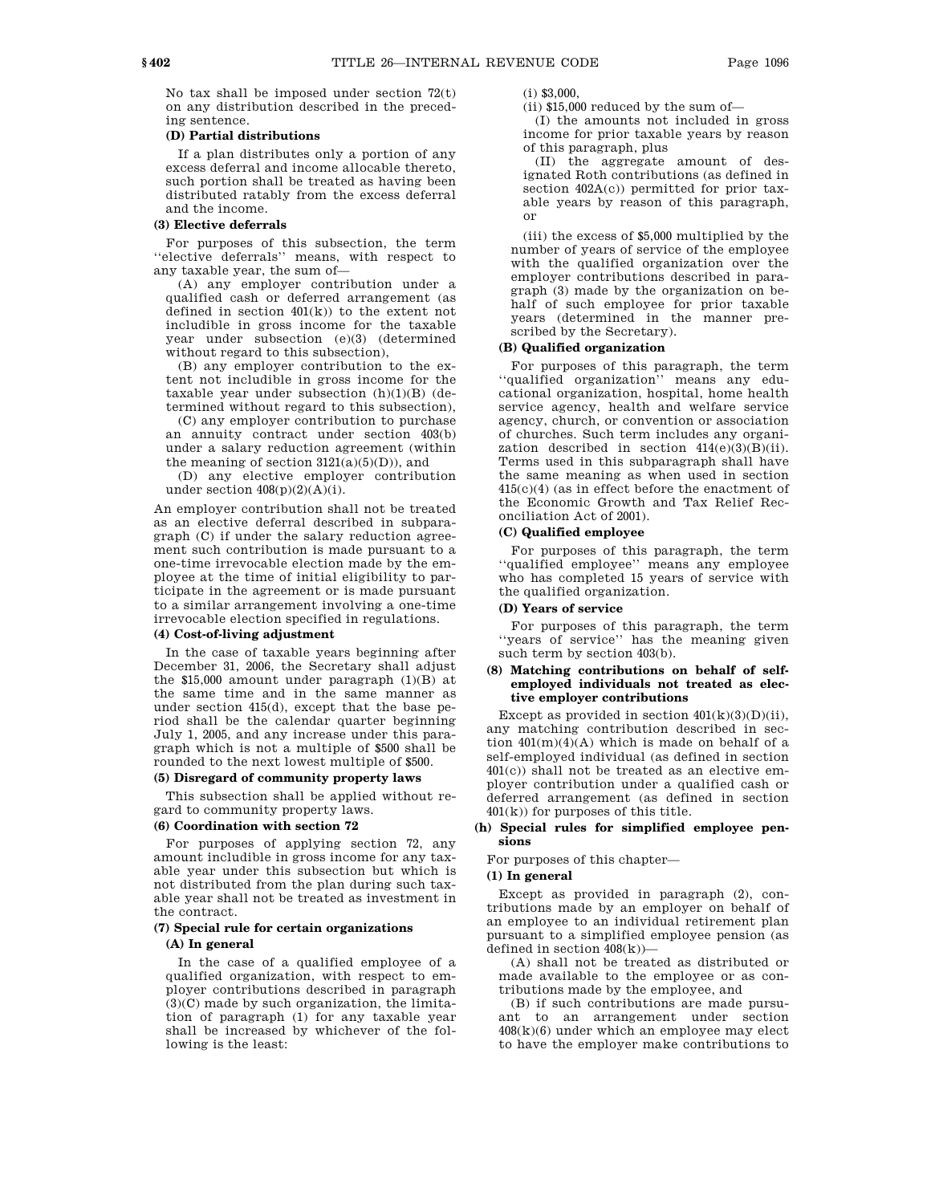No tax shall be imposed under section 72(t) on any distribution described in the preceding sentence.

**(D) Partial distributions**

If a plan distributes only a portion of any excess deferral and income allocable thereto, such portion shall be treated as having been distributed ratably from the excess deferral and the income.

**(3) Elective deferrals**

For purposes of this subsection, the term ''elective deferrals'' means, with respect to any taxable year, the sum of—

(A) any employer contribution under a qualified cash or deferred arrangement (as defined in section 401(k)) to the extent not includible in gross income for the taxable year under subsection (e)(3) (determined without regard to this subsection),

(B) any employer contribution to the extent not includible in gross income for the taxable year under subsection (h)(1)(B) (determined without regard to this subsection),

(C) any employer contribution to purchase an annuity contract under section 403(b) under a salary reduction agreement (within the meaning of section 3121(a)(5)(D)), and

(D) any elective employer contribution under section 408(p)(2)(A)(i).

An employer contribution shall not be treated as an elective deferral described in subparagraph (C) if under the salary reduction agreement such contribution is made pursuant to a one-time irrevocable election made by the employee at the time of initial eligibility to participate in the agreement or is made pursuant to a similar arrangement involving a one-time irrevocable election specified in regulations.

**(4) Cost-of-living adjustment**

In the case of taxable years beginning after December 31, 2006, the Secretary shall adjust the $15,000 amount under paragraph (1)(B) at the same time and in the same manner as under section 415(d), except that the base period shall be the calendar quarter beginning July 1, 2005, and any increase under this paragraph which is not a multiple of $500 shall be rounded to the next lowest multiple of $500.

**(5) Disregard of community property laws**

This subsection shall be applied without regard to community property laws.

**(6) Coordination with section 72**

For purposes of applying section 72, any amount includible in gross income for any taxable year under this subsection but which is not distributed from the plan during such taxable year shall not be treated as investment in the contract.

**(7) Special rule for certain organizations**

**(A) In general**

In the case of a qualified employee of a qualified organization, with respect to employer contributions described in paragraph (3)(C) made by such organization, the limitation of paragraph (1) for any taxable year shall be increased by whichever of the following is the least:

(i) $3,000,

(ii) $15,000 reduced by the sum of—

(I) the amounts not included in gross income for prior taxable years by reason of this paragraph, plus

(II) the aggregate amount of designated Roth contributions (as defined in section 402A(c)) permitted for prior taxable years by reason of this paragraph, or

(iii) the excess of $5,000 multiplied by the number of years of service of the employee with the qualified organization over the employer contributions described in paragraph (3) made by the organization on behalf of such employee for prior taxable years (determined in the manner prescribed by the Secretary).

**(B) Qualified organization**

For purposes of this paragraph, the term ''qualified organization'' means any educational organization, hospital, home health service agency, health and welfare service agency, church, or convention or association of churches. Such term includes any organization described in section 414(e)(3)(B)(ii). Terms used in this subparagraph shall have the same meaning as when used in section 415(c)(4) (as in effect before the enactment of the Economic Growth and Tax Relief Reconciliation Act of 2001).

**(C) Qualified employee**

For purposes of this paragraph, the term ''qualified employee'' means any employee who has completed 15 years of service with the qualified organization.

**(D) Years of service**

For purposes of this paragraph, the term ''years of service'' has the meaning given such term by section 403(b).

**(8) Matching contributions on behalf of self-employed individuals not treated as elective employer contributions**

Except as provided in section 401(k)(3)(D)(ii), any matching contribution described in section 401(m)(4)(A) which is made on behalf of a self-employed individual (as defined in section 401(c)) shall not be treated as an elective employer contribution under a qualified cash or deferred arrangement (as defined in section 401(k)) for purposes of this title.

**(h) Special rules for simplified employee pensions**

For purposes of this chapter—

**(1) In general**

Except as provided in paragraph (2), contributions made by an employer on behalf of an employee to an individual retirement plan pursuant to a simplified employee pension (as defined in section 408(k))—

(A) shall not be treated as distributed or made available to the employee or as contributions made by the employee, and

(B) if such contributions are made pursuant to an arrangement under section 408(k)(6) under which an employee may elect to have the employer make contributions to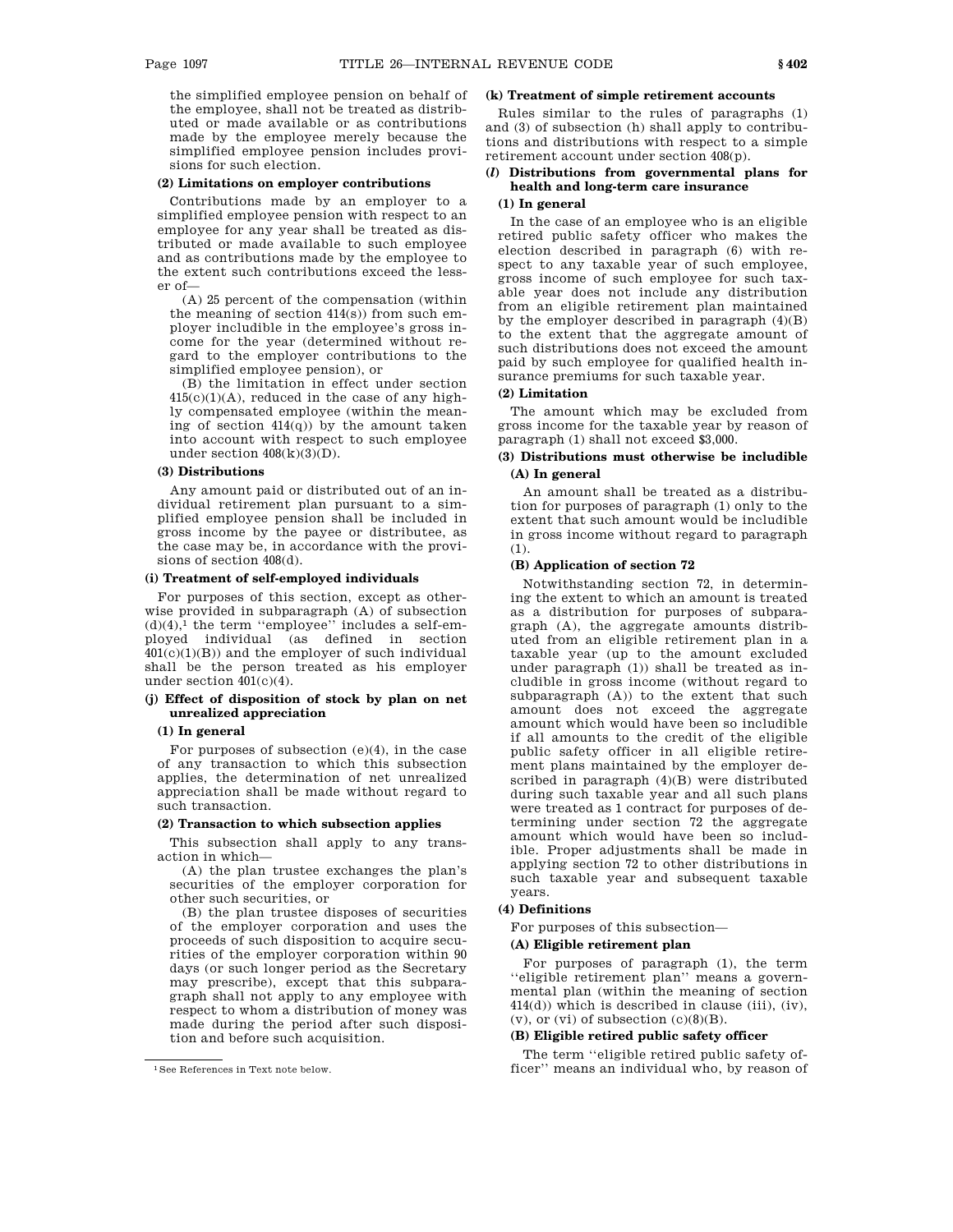the simplified employee pension on behalf of the employee, shall not be treated as distributed or made available or as contributions made by the employee merely because the simplified employee pension includes provisions for such election.

**(2) Limitations on employer contributions**

Contributions made by an employer to a simplified employee pension with respect to an employee for any year shall be treated as distributed or made available to such employee and as contributions made by the employee to the extent such contributions exceed the lesser of—

(A) 25 percent of the compensation (within the meaning of section 414(s)) from such employer includible in the employee's gross income for the year (determined without regard to the employer contributions to the simplified employee pension), or

(B) the limitation in effect under section 415(c)(1)(A), reduced in the case of any highly compensated employee (within the meaning of section 414(q)) by the amount taken into account with respect to such employee under section 408(k)(3)(D).

**(3) Distributions**

Any amount paid or distributed out of an individual retirement plan pursuant to a simplified employee pension shall be included in gross income by the payee or distributee, as the case may be, in accordance with the provisions of section 408(d).

**(i) Treatment of self-employed individuals**

For purposes of this section, except as otherwise provided in subparagraph (A) of subsection (d)(4),[1] the term "employee" includes a self-employed individual (as defined in section 401(c)(1)(B)) and the employer of such individual shall be the person treated as his employer under section 401(c)(4).

**(j) Effect of disposition of stock by plan on net unrealized appreciation**

**(1) In general**

For purposes of subsection (e)(4), in the case of any transaction to which this subsection applies, the determination of net unrealized appreciation shall be made without regard to such transaction.

**(2) Transaction to which subsection applies**

This subsection shall apply to any transaction in which—

(A) the plan trustee exchanges the plan's securities of the employer corporation for other such securities, or

(B) the plan trustee disposes of securities of the employer corporation and uses the proceeds of such disposition to acquire securities of the employer corporation within 90 days (or such longer period as the Secretary may prescribe), except that this subparagraph shall not apply to any employee with respect to whom a distribution of money was made during the period after such disposition and before such acquisition.

[1] See References in Text note below.

**(k) Treatment of simple retirement accounts**

Rules similar to the rules of paragraphs (1) and (3) of subsection (h) shall apply to contributions and distributions with respect to a simple retirement account under section 408(p).

**(*l*) Distributions from governmental plans for health and long-term care insurance**

**(1) In general**

In the case of an employee who is an eligible retired public safety officer who makes the election described in paragraph (6) with respect to any taxable year of such employee, gross income of such employee for such taxable year does not include any distribution from an eligible retirement plan maintained by the employer described in paragraph (4)(B) to the extent that the aggregate amount of such distributions does not exceed the amount paid by such employee for qualified health insurance premiums for such taxable year.

**(2) Limitation**

The amount which may be excluded from gross income for the taxable year by reason of paragraph (1) shall not exceed $3,000.

**(3) Distributions must otherwise be includible**

**(A) In general**

An amount shall be treated as a distribution for purposes of paragraph (1) only to the extent that such amount would be includible in gross income without regard to paragraph (1).

**(B) Application of section 72**

Notwithstanding section 72, in determining the extent to which an amount is treated as a distribution for purposes of subparagraph (A), the aggregate amounts distributed from an eligible retirement plan in a taxable year (up to the amount excluded under paragraph (1)) shall be treated as includible in gross income (without regard to subparagraph (A)) to the extent that such amount does not exceed the aggregate amount which would have been so includible if all amounts to the credit of the eligible public safety officer in all eligible retirement plans maintained by the employer described in paragraph (4)(B) were distributed during such taxable year and all such plans were treated as 1 contract for purposes of determining under section 72 the aggregate amount which would have been so includible. Proper adjustments shall be made in applying section 72 to other distributions in such taxable year and subsequent taxable years.

**(4) Definitions**

For purposes of this subsection—

**(A) Eligible retirement plan**

For purposes of paragraph (1), the term "eligible retirement plan" means a governmental plan (within the meaning of section 414(d)) which is described in clause (iii), (iv), (v), or (vi) of subsection (c)(8)(B).

**(B) Eligible retired public safety officer**

The term "eligible retired public safety officer" means an individual who, by reason of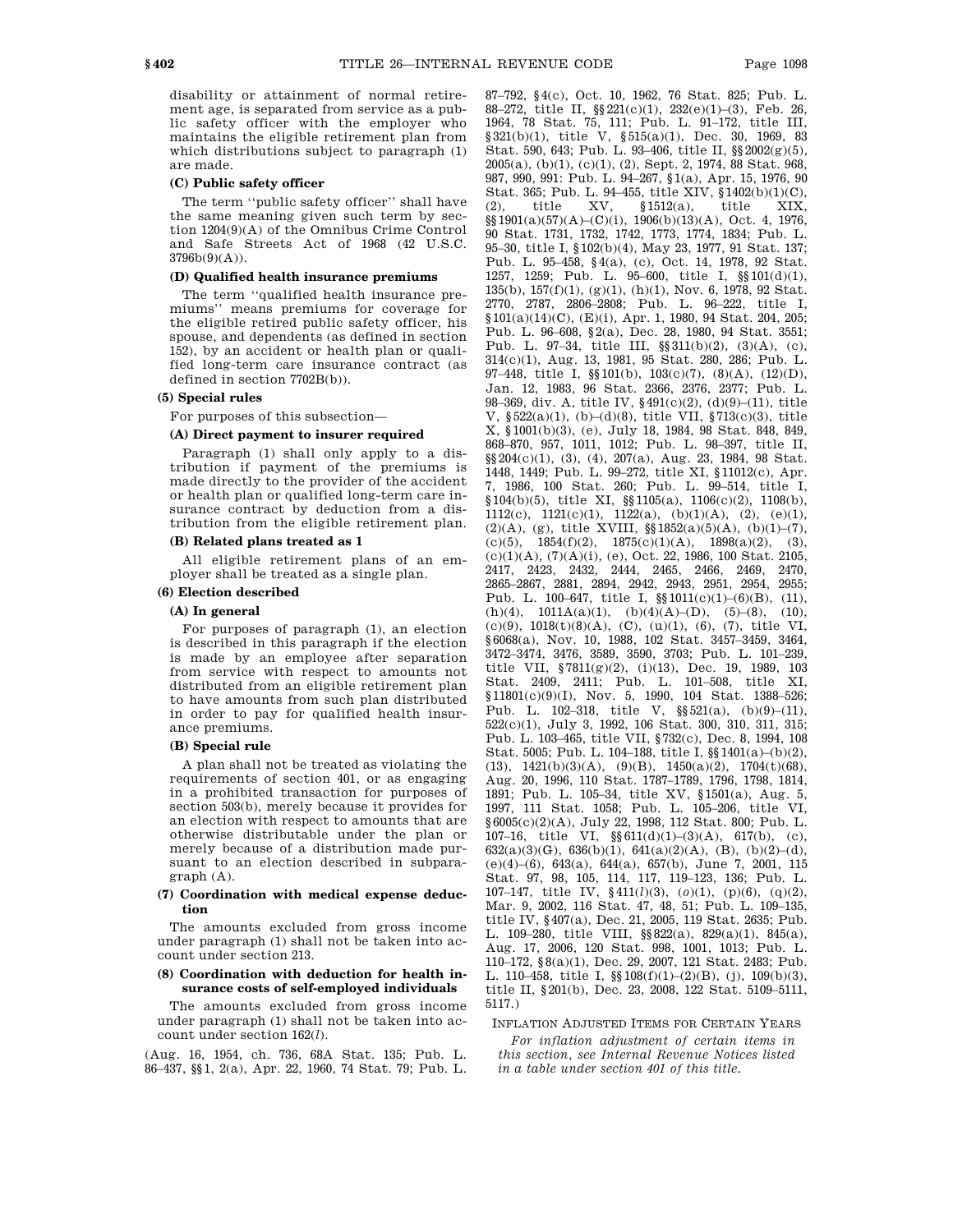disability or attainment of normal retirement age, is separated from service as a public safety officer with the employer who maintains the eligible retirement plan from which distributions subject to paragraph (1) are made.

**(C) Public safety officer**

The term "public safety officer" shall have the same meaning given such term by section 1204(9)(A) of the Omnibus Crime Control and Safe Streets Act of 1968 (42 U.S.C. 3796b(9)(A)).

**(D) Qualified health insurance premiums**

The term "qualified health insurance premiums" means premiums for coverage for the eligible retired public safety officer, his spouse, and dependents (as defined in section 152), by an accident or health plan or qualified long-term care insurance contract (as defined in section 7702B(b)).

**(5) Special rules**

For purposes of this subsection—

**(A) Direct payment to insurer required**

Paragraph (1) shall only apply to a distribution if payment of the premiums is made directly to the provider of the accident or health plan or qualified long-term care insurance contract by deduction from a distribution from the eligible retirement plan.

**(B) Related plans treated as 1**

All eligible retirement plans of an employer shall be treated as a single plan.

**(6) Election described**

**(A) In general**

For purposes of paragraph (1), an election is described in this paragraph if the election is made by an employee after separation from service with respect to amounts not distributed from an eligible retirement plan to have amounts from such plan distributed in order to pay for qualified health insurance premiums.

**(B) Special rule**

A plan shall not be treated as violating the requirements of section 401, or as engaging in a prohibited transaction for purposes of section 503(b), merely because it provides for an election with respect to amounts that are otherwise distributable under the plan or merely because of a distribution made pursuant to an election described in subparagraph (A).

**(7) Coordination with medical expense deduction**

The amounts excluded from gross income under paragraph (1) shall not be taken into account under section 213.

**(8) Coordination with deduction for health insurance costs of self-employed individuals**

The amounts excluded from gross income under paragraph (1) shall not be taken into account under section 162(*l*).

(Aug. 16, 1954, ch. 736, 68A Stat. 135; Pub. L. 86–437, §§1, 2(a), Apr. 22, 1960, 74 Stat. 79; Pub. L. 87–792, §4(c), Oct. 10, 1962, 76 Stat. 825; Pub. L. 88–272, title II, §§221(c)(1), 232(e)(1)–(3), Feb. 26, 1964, 78 Stat. 75, 111; Pub. L. 91–172, title III, §321(b)(1), title V, §515(a)(1), Dec. 30, 1969, 83 Stat. 590, 643; Pub. L. 93–406, title II, §§2002(g)(5), 2005(a), (b)(1), (c)(1), (2), Sept. 2, 1974, 88 Stat. 968, 987, 990, 991: Pub. L. 94–267, §1(a), Apr. 15, 1976, 90 Stat. 365; Pub. L. 94–455, title XIV, §1402(b)(1)(C), (2), title XV, §1512(a), title XIX, §§1901(a)(57)(A)–(C)(i), 1906(b)(13)(A), Oct. 4, 1976, 90 Stat. 1731, 1732, 1742, 1773, 1774, 1834; Pub. L. 95–30, title I, §102(b)(4), May 23, 1977, 91 Stat. 137; Pub. L. 95–458, §4(a), (c), Oct. 14, 1978, 92 Stat. 1257, 1259; Pub. L. 95–600, title I, §§101(d)(1), 135(b), 157(f)(1), (g)(1), (h)(1), Nov. 6, 1978, 92 Stat. 2770, 2787, 2806–2808; Pub. L. 96–222, title I, §101(a)(14)(C), (E)(i), Apr. 1, 1980, 94 Stat. 204, 205; Pub. L. 96–608, §2(a), Dec. 28, 1980, 94 Stat. 3551; Pub. L. 97–34, title III, §§311(b)(2), (3)(A), (c), 314(c)(1), Aug. 13, 1981, 95 Stat. 280, 286; Pub. L. 97–448, title I, §§101(b), 103(c)(7), (8)(A), (12)(D), Jan. 12, 1983, 96 Stat. 2366, 2376, 2377; Pub. L. 98–369, div. A, title IV, §491(c)(2), (d)(9)–(11), title V, §522(a)(1), (b)–(d)(8), title VII, §713(c)(3), title X, §1001(b)(3), (e), July 18, 1984, 98 Stat. 848, 849, 868–870, 957, 1011, 1012; Pub. L. 98–397, title II, §§204(c)(1), (3), (4), 207(a), Aug. 23, 1984, 98 Stat. 1448, 1449; Pub. L. 99–272, title XI, §11012(c), Apr. 7, 1986, 100 Stat. 260; Pub. L. 99–514, title I, §104(b)(5), title XI, §§1105(a), 1106(c)(2), 1108(b), 1112(c), 1121(c)(1), 1122(a), (b)(1)(A), (2), (e)(1), (2)(A), (g), title XVIII, §§1852(a)(5)(A), (b)(1)–(7), (c)(5), 1854(f)(2), 1875(c)(1)(A), 1898(a)(2), (3), (c)(1)(A), (7)(A)(i), (e), Oct. 22, 1986, 100 Stat. 2105, 2417, 2423, 2432, 2444, 2465, 2466, 2469, 2470, 2865–2867, 2881, 2894, 2942, 2943, 2951, 2954, 2955; Pub. L. 100–647, title I, §§1011(c)(1)–(6)(B), (11), (h)(4), 1011A(a)(1), (b)(4)(A)–(D), (5)–(8), (10), (c)(9), 1018(t)(8)(A), (C), (u)(1), (6), (7), title VI, §6068(a), Nov. 10, 1988, 102 Stat. 3457–3459, 3464, 3472–3474, 3476, 3589, 3590, 3703; Pub. L. 101–239, title VII, §7811(g)(2), (i)(13), Dec. 19, 1989, 103 Stat. 2409, 2411; Pub. L. 101–508, title XI, §11801(c)(9)(I), Nov. 5, 1990, 104 Stat. 1388–526; Pub. L. 102–318, title V, §§521(a), (b)(9)–(11), 522(c)(1), July 3, 1992, 106 Stat. 300, 310, 311, 315; Pub. L. 103–465, title VII, §732(c), Dec. 8, 1994, 108 Stat. 5005; Pub. L. 104–188, title I, §§1401(a)–(b)(2), (13), 1421(b)(3)(A), (9)(B), 1450(a)(2), 1704(t)(68), Aug. 20, 1996, 110 Stat. 1787–1789, 1796, 1798, 1814, 1891; Pub. L. 105–34, title XV, §1501(a), Aug. 5, 1997, 111 Stat. 1058; Pub. L. 105–206, title VI, §6005(c)(2)(A), July 22, 1998, 112 Stat. 800; Pub. L. 107–16, title VI, §§611(d)(1)–(3)(A), 617(b), (c), 632(a)(3)(G), 636(b)(1), 641(a)(2)(A), (B), (b)(2)–(d), (e)(4)–(6), 643(a), 644(a), 657(b), June 7, 2001, 115 Stat. 97, 98, 105, 114, 117, 119–123, 136; Pub. L. 107–147, title IV, §411(*l*)(3), (*o*)(1), (p)(6), (q)(2), Mar. 9, 2002, 116 Stat. 47, 48, 51; Pub. L. 109–135, title IV, §407(a), Dec. 21, 2005, 119 Stat. 2635; Pub. L. 109–280, title VIII, §§822(a), 829(a)(1), 845(a), Aug. 17, 2006, 120 Stat. 998, 1001, 1013; Pub. L. 110–172, §8(a)(1), Dec. 29, 2007, 121 Stat. 2483; Pub. L. 110–458, title I, §§108(f)(1)–(2)(B), (j), 109(b)(3), title II, §201(b), Dec. 23, 2008, 122 Stat. 5109–5111, 5117.)

INFLATION ADJUSTED ITEMS FOR CERTAIN YEARS

*For inflation adjustment of certain items in this section, see Internal Revenue Notices listed in a table under section 401 of this title.*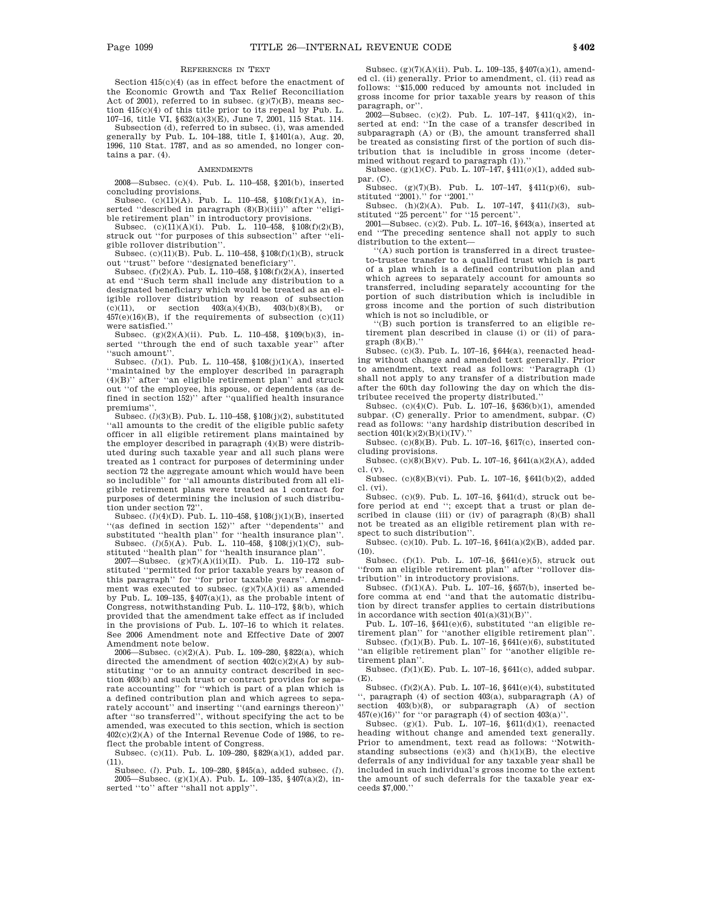### References in Text

Section 415(c)(4) (as in effect before the enactment of the Economic Growth and Tax Relief Reconciliation Act of 2001), referred to in subsec. (g)(7)(B), means section 415(c)(4) of this title prior to its repeal by Pub. L. 107–16, title VI, §632(a)(3)(E), June 7, 2001, 115 Stat. 114.

Subsection (d), referred to in subsec. (i), was amended generally by Pub. L. 104–188, title I, §1401(a), Aug. 20, 1996, 110 Stat. 1787, and as so amended, no longer contains a par. (4).

### Amendments

2008—Subsec. (c)(4). Pub. L. 110–458, §201(b), inserted concluding provisions.

Subsec. (c)(11)(A). Pub. L. 110–458, §108(f)(1)(A), inserted "described in paragraph (8)(B)(iii)" after "eligible retirement plan" in introductory provisions.

Subsec. (c)(11)(A)(i). Pub. L. 110–458, §108(f)(2)(B), struck out "for purposes of this subsection" after "eligible rollover distribution".

Subsec. (c)(11)(B). Pub. L. 110–458, §108(f)(1)(B), struck out "trust" before "designated beneficiary".

Subsec. (f)(2)(A). Pub. L. 110–458, §108(f)(2)(A), inserted at end "Such term shall include any distribution to a designated beneficiary which would be treated as an eligible rollover distribution by reason of subsection (c)(11), or section 403(a)(4)(B), 403(b)(8)(B), or 457(e)(16)(B), if the requirements of subsection (c)(11) were satisfied."

Subsec. (g)(2)(A)(ii). Pub. L. 110–458, §109(b)(3), inserted "through the end of such taxable year" after "such amount".

Subsec. (*l*)(1). Pub. L. 110–458, §108(j)(1)(A), inserted "maintained by the employer described in paragraph (4)(B)" after "an eligible retirement plan" and struck out "of the employee, his spouse, or dependents (as defined in section 152)" after "qualified health insurance premiums".

Subsec. (*l*)(3)(B). Pub. L. 110–458, §108(j)(2), substituted "all amounts to the credit of the eligible public safety officer in all eligible retirement plans maintained by the employer described in paragraph (4)(B) were distributed during such taxable year and all such plans were treated as 1 contract for purposes of determining under section 72 the aggregate amount which would have been so includible" for "all amounts distributed from all eligible retirement plans were treated as 1 contract for purposes of determining the inclusion of such distribution under section 72".

Subsec. (*l*)(4)(D). Pub. L. 110–458, §108(j)(1)(B), inserted "(as defined in section 152)" after "dependents" and substituted "health plan" for "health insurance plan".

Subsec. (*l*)(5)(A). Pub. L. 110–458, §108(j)(1)(C), substituted "health plan" for "health insurance plan".

2007—Subsec. (g)(7)(A)(ii)(II). Pub. L. 110–172 substituted "permitted for prior taxable years by reason of this paragraph" for "for prior taxable years". Amendment was executed to subsec. (g)(7)(A)(ii) as amended by Pub. L. 109–135, §407(a)(1), as the probable intent of Congress, notwithstanding Pub. L. 110–172, §8(b), which provided that the amendment take effect as if included in the provisions of Pub. L. 107–16 to which it relates. See 2006 Amendment note and Effective Date of 2007 Amendment note below.

2006—Subsec. (c)(2)(A). Pub. L. 109–280, §822(a), which directed the amendment of section 402(c)(2)(A) by substituting "or to an annuity contract described in section 403(b) and such trust or contract provides for separate accounting" for "which is part of a plan which is a defined contribution plan and which agrees to separately account" and inserting "(and earnings thereon)" after "so transferred", without specifying the act to be amended, was executed to this section, which is section 402(c)(2)(A) of the Internal Revenue Code of 1986, to reflect the probable intent of Congress.

Subsec. (c)(11). Pub. L. 109–280, §829(a)(1), added par. (11).

Subsec. (*l*). Pub. L. 109–280, §845(a), added subsec. (*l*).

2005—Subsec. (g)(1)(A). Pub. L. 109–135, §407(a)(2), inserted "to" after "shall not apply".

Subsec. (g)(7)(A)(ii). Pub. L. 109–135, §407(a)(1), amended cl. (ii) generally. Prior to amendment, cl. (ii) read as follows: "$15,000 reduced by amounts not included in gross income for prior taxable years by reason of this paragraph, or".

2002—Subsec. (c)(2). Pub. L. 107–147, §411(q)(2), inserted at end: "In the case of a transfer described in subparagraph (A) or (B), the amount transferred shall be treated as consisting first of the portion of such distribution that is includible in gross income (determined without regard to paragraph (1))."

Subsec. (g)(1)(C). Pub. L. 107–147, §411(*o*)(1), added subpar. (C).

Subsec. (g)(7)(B). Pub. L. 107–147, §411(p)(6), substituted "2001)." for "2001."

Subsec. (h)(2)(A). Pub. L. 107–147, §411(*l*)(3), substituted "25 percent" for "15 percent".

2001—Subsec. (c)(2). Pub. L. 107–16, §643(a), inserted at end "The preceding sentence shall not apply to such distribution to the extent—

"(A) such portion is transferred in a direct trustee-to-trustee transfer to a qualified trust which is part of a plan which is a defined contribution plan and which agrees to separately account for amounts so transferred, including separately accounting for the portion of such distribution which is includible in gross income and the portion of such distribution which is not so includible, or

"(B) such portion is transferred to an eligible retirement plan described in clause (i) or (ii) of paragraph (8)(B)."

Subsec. (c)(3). Pub. L. 107–16, §644(a), reenacted heading without change and amended text generally. Prior to amendment, text read as follows: "Paragraph (1) shall not apply to any transfer of a distribution made after the 60th day following the day on which the distributee received the property distributed."

Subsec. (c)(4)(C). Pub. L. 107–16, §636(b)(1), amended subpar. (C) generally. Prior to amendment, subpar. (C) read as follows: "any hardship distribution described in section 401(k)(2)(B)(i)(IV)."

Subsec. (c)(8)(B). Pub. L. 107–16, §617(c), inserted concluding provisions.

Subsec. (c)(8)(B)(v). Pub. L. 107–16, §641(a)(2)(A), added cl. (v).

Subsec. (c)(8)(B)(vi). Pub. L. 107–16, §641(b)(2), added cl. (vi).

Subsec. (c)(9). Pub. L. 107–16, §641(d), struck out before period at end "; except that a trust or plan described in clause (iii) or (iv) of paragraph (8)(B) shall not be treated as an eligible retirement plan with respect to such distribution".

Subsec. (c)(10). Pub. L. 107–16, §641(a)(2)(B), added par. (10).

Subsec. (f)(1). Pub. L. 107–16, §641(e)(5), struck out "from an eligible retirement plan" after "rollover distribution" in introductory provisions.

Subsec. (f)(1)(A). Pub. L. 107–16, §657(b), inserted before comma at end "and that the automatic distribution by direct transfer applies to certain distributions in accordance with section 401(a)(31)(B)".

Pub. L. 107–16, §641(e)(6), substituted "an eligible retirement plan" for "another eligible retirement plan".

Subsec. (f)(1)(B). Pub. L. 107–16, §641(e)(6), substituted "an eligible retirement plan" for "another eligible retirement plan".

Subsec. (f)(1)(E). Pub. L. 107–16, §641(c), added subpar. (E).

Subsec. (f)(2)(A). Pub. L. 107–16, §641(e)(4), substituted ", paragraph (4) of section 403(a), subparagraph (A) of section 403(b)(8), or subparagraph (A) of section 457(e)(16)" for "or paragraph (4) of section 403(a)".

Subsec. (g)(1). Pub. L. 107–16, §611(d)(1), reenacted heading without change and amended text generally. Prior to amendment, text read as follows: "Notwithstanding subsections (e)(3) and (h)(1)(B), the elective deferrals of any individual for any taxable year shall be included in such individual's gross income to the extent the amount of such deferrals for the taxable year exceeds $7,000."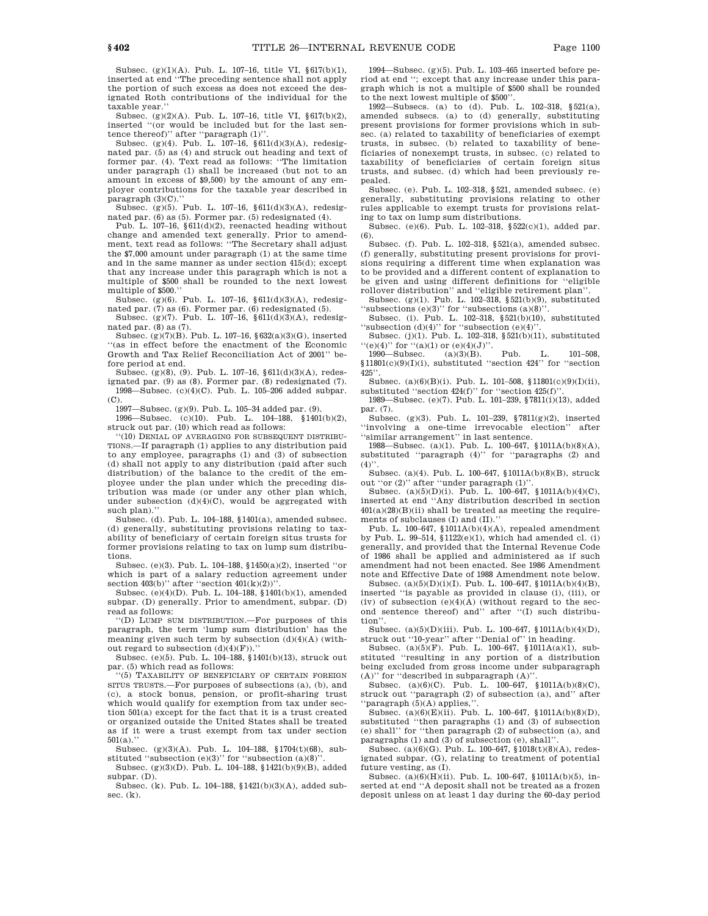Subsec. (g)(1)(A). Pub. L. 107–16, title VI, §617(b)(1), inserted at end "The preceding sentence shall not apply the portion of such excess as does not exceed the designated Roth contributions of the individual for the taxable year."

Subsec. (g)(2)(A). Pub. L. 107–16, title VI, §617(b)(2), inserted "(or would be included but for the last sentence thereof)" after "paragraph (1)".

Subsec. (g)(4). Pub. L. 107–16, §611(d)(3)(A), redesignated par. (5) as (4) and struck out heading and text of former par. (4). Text read as follows: "The limitation under paragraph (1) shall be increased (but not to an amount in excess of $9,500) by the amount of any employer contributions for the taxable year described in paragraph (3)(C)."

Subsec. (g)(5). Pub. L. 107–16, §611(d)(3)(A), redesignated par. (6) as (5). Former par. (5) redesignated (4).

Pub. L. 107–16, §611(d)(2), reenacted heading without change and amended text generally. Prior to amendment, text read as follows: "The Secretary shall adjust the $7,000 amount under paragraph (1) at the same time and in the same manner as under section 415(d); except that any increase under this paragraph which is not a multiple of $500 shall be rounded to the next lowest multiple of $500."

Subsec. (g)(6). Pub. L. 107–16, §611(d)(3)(A), redesignated par. (7) as (6). Former par. (6) redesignated (5).

Subsec. (g)(7). Pub. L. 107–16, §611(d)(3)(A), redesignated par. (8) as (7).

Subsec. (g)(7)(B). Pub. L. 107–16, §632(a)(3)(G), inserted "(as in effect before the enactment of the Economic Growth and Tax Relief Reconciliation Act of 2001" before period at end.

Subsec. (g)(8), (9). Pub. L. 107–16, §611(d)(3)(A), redesignated par. (9) as (8). Former par. (8) redesignated (7).

1998—Subsec. (c)(4)(C). Pub. L. 105–206 added subpar. (C).

1997—Subsec. (g)(9). Pub. L. 105–34 added par. (9).

1996—Subsec. (c)(10). Pub. L. 104–188, §1401(b)(2), struck out par. (10) which read as follows:

"(10) DENIAL OF AVERAGING FOR SUBSEQUENT DISTRIBUTIONS.—If paragraph (1) applies to any distribution paid to any employee, paragraphs (1) and (3) of subsection (d) shall not apply to any distribution (paid after such distribution) of the balance to the credit of the employee under the plan under which the preceding distribution was made (or under any other plan which, under subsection (d)(4)(C), would be aggregated with such plan)."

Subsec. (d). Pub. L. 104–188, §1401(a), amended subsec. (d) generally, substituting provisions relating to taxability of beneficiary of certain foreign situs trusts for former provisions relating to tax on lump sum distributions.

Subsec. (e)(3). Pub. L. 104–188, §1450(a)(2), inserted "or which is part of a salary reduction agreement under section 403(b)" after "section 401(k)(2))".

Subsec. (e)(4)(D). Pub. L. 104–188, §1401(b)(1), amended subpar. (D) generally. Prior to amendment, subpar. (D) read as follows:

"(D) LUMP SUM DISTRIBUTION.—For purposes of this paragraph, the term 'lump sum distribution' has the meaning given such term by subsection (d)(4)(A) (without regard to subsection (d)(4)(F))."

Subsec. (e)(5). Pub. L. 104–188, §1401(b)(13), struck out par. (5) which read as follows:

"(5) TAXABILITY OF BENEFICIARY OF CERTAIN FOREIGN SITUS TRUSTS.—For purposes of subsections (a), (b), and (c), a stock bonus, pension, or profit-sharing trust which would qualify for exemption from tax under section 501(a) except for the fact that it is a trust created or organized outside the United States shall be treated as if it were a trust exempt from tax under section 501(a)."

Subsec. (g)(3)(A). Pub. L. 104–188, §1704(t)(68), substituted "subsection (e)(3)" for "subsection (a)(8)".

Subsec. (g)(3)(D). Pub. L. 104–188, §1421(b)(9)(B), added subpar. (D).

Subsec. (k). Pub. L. 104–188, §1421(b)(3)(A), added subsec. (k).

1994—Subsec. (g)(5). Pub. L. 103–465 inserted before period at end "; except that any increase under this paragraph which is not a multiple of $500 shall be rounded to the next lowest multiple of $500".

1992—Subsecs. (a) to (d). Pub. L. 102–318, §521(a), amended subsecs. (a) to (d) generally, substituting present provisions for former provisions which in subsec. (a) related to taxability of beneficiaries of exempt trusts, in subsec. (b) related to taxability of beneficiaries of nonexempt trusts, in subsec. (c) related to taxability of beneficiaries of certain foreign situs trusts, and subsec. (d) which had been previously repealed.

Subsec. (e). Pub. L. 102–318, §521, amended subsec. (e) generally, substituting provisions relating to other rules applicable to exempt trusts for provisions relating to tax on lump sum distributions.

Subsec. (e)(6). Pub. L. 102–318, §522(c)(1), added par. (6).

Subsec. (f). Pub. L. 102–318, §521(a), amended subsec. (f) generally, substituting present provisions for provisions requiring a different time when explanation was to be provided and a different content of explanation to be given and using different definitions for "eligible rollover distribution" and "eligible retirement plan".

Subsec. (g)(1). Pub. L. 102–318, §521(b)(9), substituted "subsections (e)(3)" for "subsections (a)(8)".

Subsec. (i). Pub. L. 102–318, §521(b)(10), substituted "subsection (d)(4)" for "subsection (e)(4)".

Subsec. (j)(1). Pub. L. 102–318, §521(b)(11), substituted "(e)(4)" for "(a)(1) or (e)(4)(J)".

1990—Subsec. (a)(3)(B). Pub. L. 101–508, §11801(c)(9)(I)(i), substituted "section 424" for "section 425".

Subsec. (a)(6)(B)(i). Pub. L. 101–508, §11801(c)(9)(I)(ii), substituted "section 424(f)" for "section 425(f)".

1989—Subsec. (e)(7). Pub. L. 101–239, §7811(i)(13), added par. (7).

Subsec. (g)(3). Pub. L. 101–239, §7811(g)(2), inserted "involving a one-time irrevocable election" after "similar arrangement" in last sentence.

1988—Subsec. (a)(1). Pub. L. 100–647, §1011A(b)(8)(A), substituted "paragraph (4)" for "paragraphs (2) and (4)".

Subsec. (a)(4). Pub. L. 100–647, §1011A(b)(8)(B), struck out "or (2)" after "under paragraph (1)".

Subsec. (a)(5)(D)(i). Pub. L. 100–647, §1011A(b)(4)(C), inserted at end "Any distribution described in section 401(a)(28)(B)(ii) shall be treated as meeting the requirements of subclauses (I) and (II)."

Pub. L. 100–647, §1011A(b)(4)(A), repealed amendment by Pub. L. 99–514, §1122(e)(1), which had amended cl. (i) generally, and provided that the Internal Revenue Code of 1986 shall be applied and administered as if such amendment had not been enacted. See 1986 Amendment note and Effective Date of 1988 Amendment note below.

Subsec. (a)(5)(D)(i)(I). Pub. L. 100–647, §1011A(b)(4)(B), inserted "is payable as provided in clause (i), (iii), or (iv) of subsection (e)(4)(A) (without regard to the second sentence thereof) and" after "(I) such distribution".

Subsec. (a)(5)(D)(iii). Pub. L. 100–647, §1011A(b)(4)(D), struck out "10-year" after "Denial of" in heading.

Subsec. (a)(5)(F). Pub. L. 100–647, §1011A(a)(1), substituted "resulting in any portion of a distribution being excluded from gross income under subparagraph (A)" for "described in subparagraph (A)".

Subsec. (a)(6)(C). Pub. L. 100–647, §1011A(b)(8)(C), struck out "paragraph (2) of subsection (a), and" after "paragraph (5)(A) applies,".

Subsec. (a)(6)(E)(ii). Pub. L. 100–647, §1011A(b)(8)(D), substituted "then paragraphs (1) and (3) of subsection (e) shall" for "then paragraph (2) of subsection (a), and paragraphs (1) and (3) of subsection (e), shall".

Subsec. (a)(6)(G). Pub. L. 100–647, §1018(t)(8)(A), redesignated subpar. (G), relating to treatment of potential future vesting, as (I).

Subsec. (a)(6)(H)(ii). Pub. L. 100–647, §1011A(b)(5), inserted at end "A deposit shall not be treated as a frozen deposit unless on at least 1 day during the 60-day period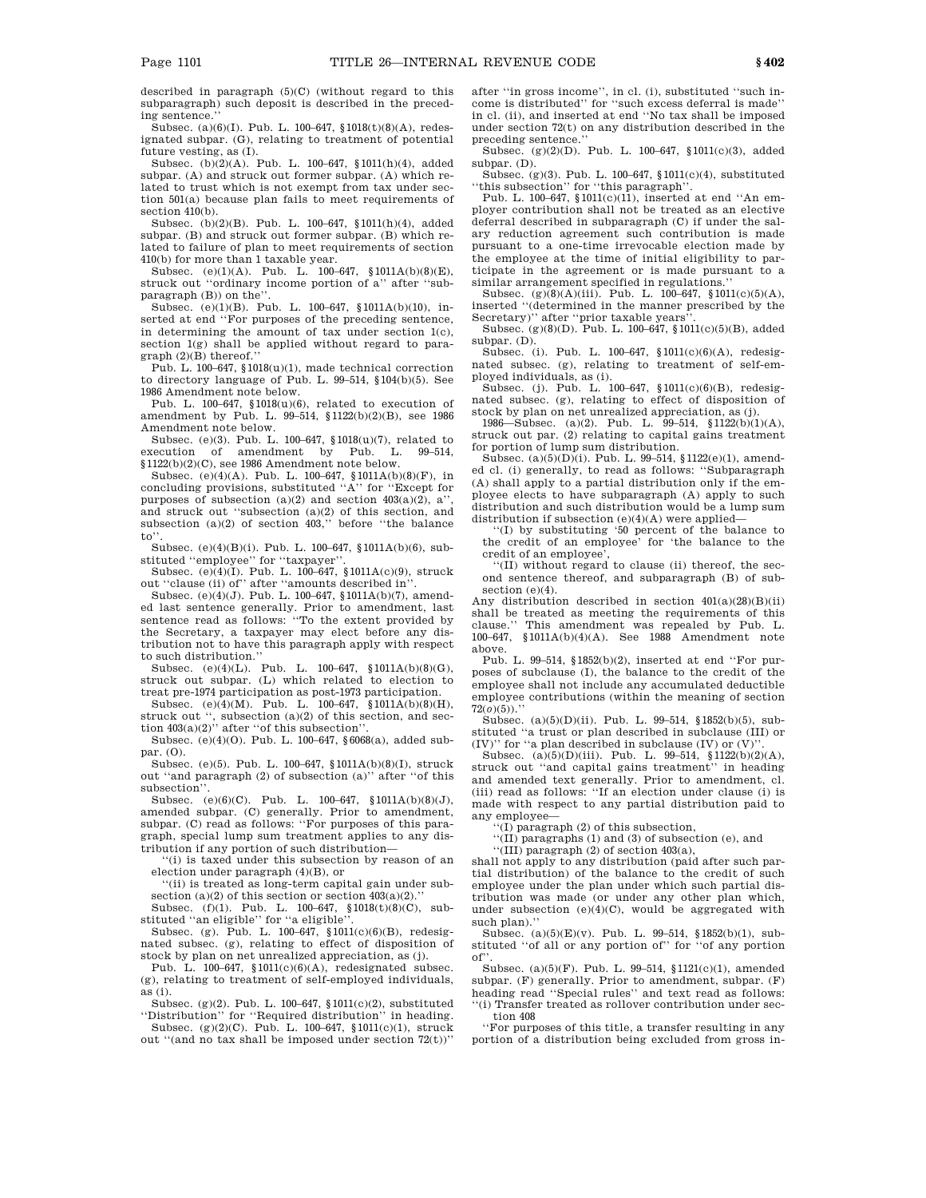described in paragraph (5)(C) (without regard to this subparagraph) such deposit is described in the preceding sentence.''

Subsec. (a)(6)(I). Pub. L. 100–647, §1018(t)(8)(A), redesignated subpar. (G), relating to treatment of potential future vesting, as (I).

Subsec. (b)(2)(A). Pub. L. 100–647, §1011(h)(4), added subpar. (A) and struck out former subpar. (A) which related to trust which is not exempt from tax under section 501(a) because plan fails to meet requirements of section 410(b).

Subsec. (b)(2)(B). Pub. L. 100–647, §1011(h)(4), added subpar. (B) and struck out former subpar. (B) which related to failure of plan to meet requirements of section 410(b) for more than 1 taxable year.

Subsec. (e)(1)(A). Pub. L. 100–647, §1011A(b)(8)(E), struck out ''ordinary income portion of a'' after ''subparagraph (B)) on the''.

Subsec. (e)(1)(B). Pub. L. 100–647, §1011A(b)(10), inserted at end ''For purposes of the preceding sentence, in determining the amount of tax under section 1(c), section 1(g) shall be applied without regard to paragraph (2)(B) thereof.''

Pub. L. 100–647, §1018(u)(1), made technical correction to directory language of Pub. L. 99–514, §104(b)(5). See 1986 Amendment note below.

Pub. L. 100–647, §1018(u)(6), related to execution of amendment by Pub. L. 99–514, §1122(b)(2)(B), see 1986 Amendment note below.

Subsec. (e)(3). Pub. L. 100–647, §1018(u)(7), related to execution of amendment by Pub. L. 99–514, §1122(b)(2)(C), see 1986 Amendment note below.

Subsec. (e)(4)(A). Pub. L. 100–647, §1011A(b)(8)(F), in concluding provisions, substituted ''A'' for ''Except for purposes of subsection (a)(2) and section 403(a)(2), a'', and struck out ''subsection (a)(2) of this section, and subsection (a)(2) of section 403,'' before ''the balance to''.

Subsec. (e)(4)(B)(i). Pub. L. 100–647, §1011A(b)(6), substituted ''employee'' for ''taxpayer''.

Subsec. (e)(4)(I). Pub. L. 100–647, §1011A(c)(9), struck out ''clause (ii) of'' after ''amounts described in''.

Subsec. (e)(4)(J). Pub. L. 100–647, §1011A(b)(7), amended last sentence generally. Prior to amendment, last sentence read as follows: ''To the extent provided by the Secretary, a taxpayer may elect before any distribution not to have this paragraph apply with respect to such distribution.''

Subsec. (e)(4)(L). Pub. L. 100–647, §1011A(b)(8)(G), struck out subpar. (L) which related to election to treat pre-1974 participation as post-1973 participation.

Subsec. (e)(4)(M). Pub. L. 100–647, §1011A(b)(8)(H), struck out '', subsection (a)(2) of this section, and section 403(a)(2)'' after ''of this subsection''.

Subsec. (e)(4)(O). Pub. L. 100–647, §6068(a), added subpar. (O).

Subsec. (e)(5). Pub. L. 100–647, §1011A(b)(8)(I), struck out ''and paragraph (2) of subsection (a)'' after ''of this subsection''.

Subsec. (e)(6)(C). Pub. L. 100–647, §1011A(b)(8)(J), amended subpar. (C) generally. Prior to amendment, subpar. (C) read as follows: ''For purposes of this paragraph, special lump sum treatment applies to any distribution if any portion of such distribution—

''(i) is taxed under this subsection by reason of an election under paragraph (4)(B), or

''(ii) is treated as long-term capital gain under subsection (a)(2) of this section or section 403(a)(2).''

Subsec. (f)(1). Pub. L. 100–647, §1018(t)(8)(C), substituted ''an eligible'' for ''a eligible''.

Subsec. (g). Pub. L. 100–647, §1011(c)(6)(B), redesignated subsec. (g), relating to effect of disposition of stock by plan on net unrealized appreciation, as (j).

Pub. L. 100–647, §1011(c)(6)(A), redesignated subsec. (g), relating to treatment of self-employed individuals, as (i).

Subsec. (g)(2). Pub. L. 100–647, §1011(c)(2), substituted ''Distribution'' for ''Required distribution'' in heading.

Subsec. (g)(2)(C). Pub. L. 100–647, §1011(c)(1), struck out ''(and no tax shall be imposed under section 72(t))'' after ''in gross income'', in cl. (i), substituted ''such income is distributed'' for ''such excess deferral is made'' in cl. (ii), and inserted at end ''No tax shall be imposed under section 72(t) on any distribution described in the preceding sentence.''

Subsec. (g)(2)(D). Pub. L. 100–647, §1011(c)(3), added subpar. (D).

Subsec. (g)(3). Pub. L. 100–647, §1011(c)(4), substituted ''this subsection'' for ''this paragraph''.

Pub. L. 100–647, §1011(c)(11), inserted at end ''An employer contribution shall not be treated as an elective deferral described in subparagraph (C) if under the salary reduction agreement such contribution is made pursuant to a one-time irrevocable election made by the employee at the time of initial eligibility to participate in the agreement or is made pursuant to a similar arrangement specified in regulations.''

Subsec. (g)(8)(A)(iii). Pub. L. 100–647, §1011(c)(5)(A), inserted ''(determined in the manner prescribed by the Secretary)'' after ''prior taxable years''.

Subsec. (g)(8)(D). Pub. L. 100–647, §1011(c)(5)(B), added subpar. (D).

Subsec. (i). Pub. L. 100–647, §1011(c)(6)(A), redesignated subsec. (g), relating to treatment of self-employed individuals, as (i).

Subsec. (j). Pub. L. 100–647, §1011(c)(6)(B), redesignated subsec. (g), relating to effect of disposition of stock by plan on net unrealized appreciation, as (j).

1986—Subsec. (a)(2). Pub. L. 99–514, §1122(b)(1)(A), struck out par. (2) relating to capital gains treatment for portion of lump sum distribution.

Subsec. (a)(5)(D)(i). Pub. L. 99–514, §1122(e)(1), amended cl. (i) generally, to read as follows: ''Subparagraph (A) shall apply to a partial distribution only if the employee elects to have subparagraph (A) apply to such distribution and such distribution would be a lump sum distribution if subsection (e)(4)(A) were applied—

''(I) by substituting '50 percent of the balance to the credit of an employee' for 'the balance to the credit of an employee',

''(II) without regard to clause (ii) thereof, the second sentence thereof, and subparagraph (B) of subsection (e)(4).

Any distribution described in section 401(a)(28)(B)(ii) shall be treated as meeting the requirements of this clause.'' This amendment was repealed by Pub. L. 100–647, §1011A(b)(4)(A). See 1988 Amendment note above.

Pub. L. 99–514, §1852(b)(2), inserted at end ''For purposes of subclause (I), the balance to the credit of the employee shall not include any accumulated deductible employee contributions (within the meaning of section 72(*o*)(5)).''

Subsec. (a)(5)(D)(ii). Pub. L. 99–514, §1852(b)(5), substituted ''a trust or plan described in subclause (III) or (IV)'' for ''a plan described in subclause (IV) or (V)''.

Subsec. (a)(5)(D)(iii). Pub. L. 99–514, §1122(b)(2)(A), struck out ''and capital gains treatment'' in heading and amended text generally. Prior to amendment, cl. (iii) read as follows: ''If an election under clause (i) is made with respect to any partial distribution paid to any employee—

''(I) paragraph (2) of this subsection,

''(II) paragraphs (1) and (3) of subsection (e), and

''(III) paragraph (2) of section 403(a),

shall not apply to any distribution (paid after such partial distribution) of the balance to the credit of such employee under the plan under which such partial distribution was made (or under any other plan which, under subsection (e)(4)(C), would be aggregated with such plan).''

Subsec. (a)(5)(E)(v). Pub. L. 99–514, §1852(b)(1), substituted ''of all or any portion of'' for ''of any portion of''.

Subsec. (a)(5)(F). Pub. L. 99–514, §1121(c)(1), amended subpar. (F) generally. Prior to amendment, subpar. (F) heading read ''Special rules'' and text read as follows:

''(i) Transfer treated as rollover contribution under section 408

''For purposes of this title, a transfer resulting in any portion of a distribution being excluded from gross in-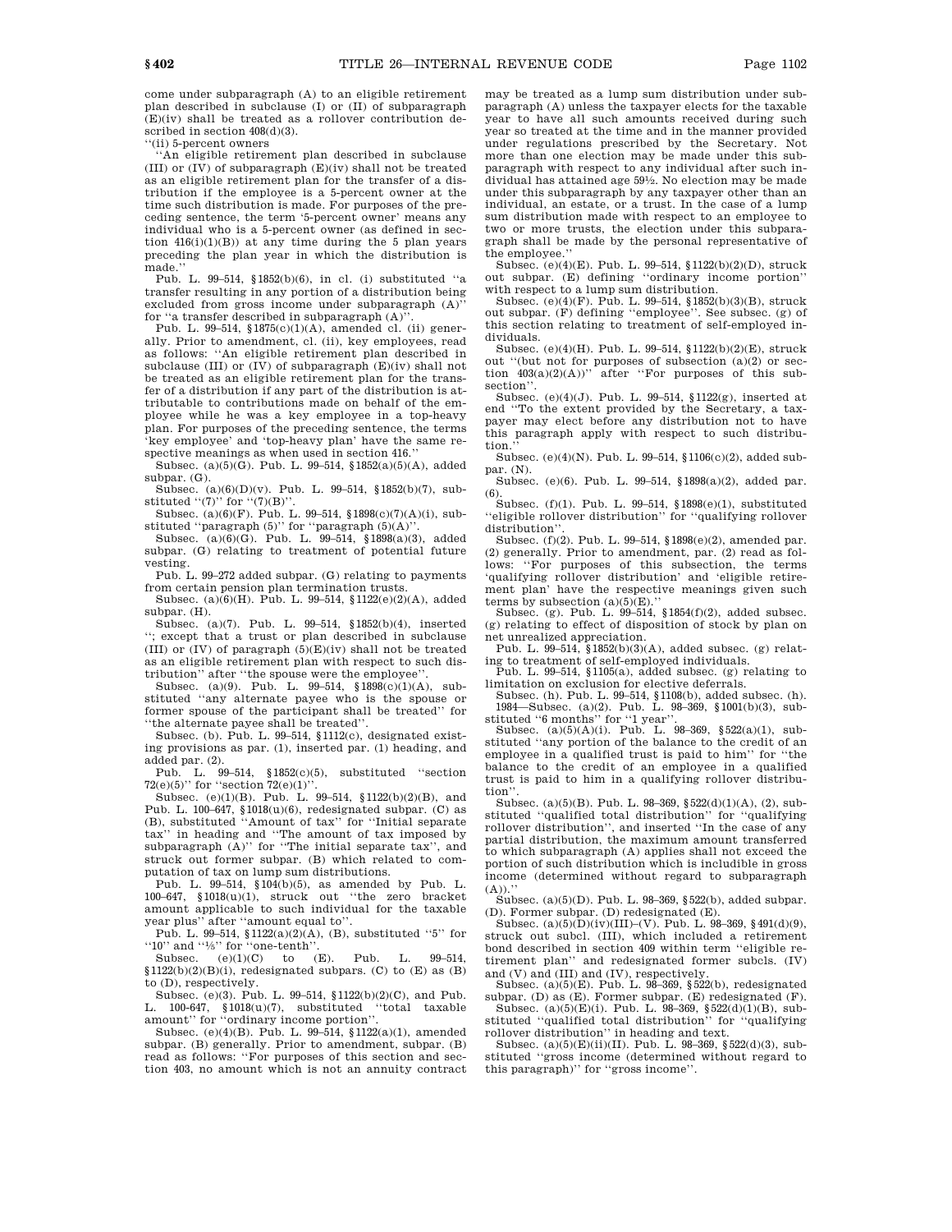come under subparagraph (A) to an eligible retirement plan described in subclause (I) or (II) of subparagraph (E)(iv) shall be treated as a rollover contribution described in section 408(d)(3).

''(ii) 5-percent owners

''An eligible retirement plan described in subclause (III) or (IV) of subparagraph (E)(iv) shall not be treated as an eligible retirement plan for the transfer of a distribution if the employee is a 5-percent owner at the time such distribution is made. For purposes of the preceding sentence, the term '5-percent owner' means any individual who is a 5-percent owner (as defined in section 416(i)(1)(B)) at any time during the 5 plan years preceding the plan year in which the distribution is made.''

Pub. L. 99–514, §1852(b)(6), in cl. (i) substituted ''a transfer resulting in any portion of a distribution being excluded from gross income under subparagraph (A)'' for ''a transfer described in subparagraph (A)''.

Pub. L. 99–514, §1875(c)(1)(A), amended cl. (ii) generally. Prior to amendment, cl. (ii), key employees, read as follows: ''An eligible retirement plan described in subclause (III) or (IV) of subparagraph (E)(iv) shall not be treated as an eligible retirement plan for the transfer of a distribution if any part of the distribution is attributable to contributions made on behalf of the employee while he was a key employee in a top-heavy plan. For purposes of the preceding sentence, the terms 'key employee' and 'top-heavy plan' have the same respective meanings as when used in section 416.''

Subsec. (a)(5)(G). Pub. L. 99–514, §1852(a)(5)(A), added subpar. (G).

Subsec. (a)(6)(D)(v). Pub. L. 99–514, §1852(b)(7), substituted ''(7)'' for ''(7)(B)''.

Subsec. (a)(6)(F). Pub. L. 99–514, §1898(c)(7)(A)(i), substituted ''paragraph (5)'' for ''paragraph (5)(A)''.

Subsec. (a)(6)(G). Pub. L. 99–514, §1898(a)(3), added subpar. (G) relating to treatment of potential future vesting.

Pub. L. 99–272 added subpar. (G) relating to payments from certain pension plan termination trusts.

Subsec. (a)(6)(H). Pub. L. 99–514, §1122(e)(2)(A), added subpar. (H).

Subsec. (a)(7). Pub. L. 99–514, §1852(b)(4), inserted ''; except that a trust or plan described in subclause (III) or (IV) of paragraph (5)(E)(iv) shall not be treated as an eligible retirement plan with respect to such distribution'' after ''the spouse were the employee''.

Subsec. (a)(9). Pub. L. 99–514, §1898(c)(1)(A), substituted ''any alternate payee who is the spouse or former spouse of the participant shall be treated'' for ''the alternate payee shall be treated''.

Subsec. (b). Pub. L. 99–514, §1112(c), designated existing provisions as par. (1), inserted par. (1) heading, and added par. (2).

Pub. L. 99–514, §1852(c)(5), substituted ''section 72(e)(5)'' for ''section 72(e)(1)''.

Subsec. (e)(1)(B). Pub. L. 99–514, §1122(b)(2)(B), and Pub. L. 100–647, §1018(u)(6), redesignated subpar. (C) as (B), substituted ''Amount of tax'' for ''Initial separate tax'' in heading and ''The amount of tax imposed by subparagraph (A)'' for ''The initial separate tax'', and struck out former subpar. (B) which related to computation of tax on lump sum distributions.

Pub. L. 99–514, §104(b)(5), as amended by Pub. L. 100–647, §1018(u)(1), struck out ''the zero bracket amount applicable to such individual for the taxable year plus'' after ''amount equal to''.

Pub. L. 99–514, §1122(a)(2)(A), (B), substituted ''5'' for ''10'' and ''⅕'' for ''one-tenth''.

Subsec. (e)(1)(C) to (E). Pub. L. 99–514, §1122(b)(2)(B)(i), redesignated subpars. (C) to (E) as (B) to (D), respectively.

Subsec. (e)(3). Pub. L. 99–514, §1122(b)(2)(C), and Pub. L. 100–647, §1018(u)(7), substituted ''total taxable amount'' for ''ordinary income portion''.

Subsec. (e)(4)(B). Pub. L. 99–514, §1122(a)(1), amended subpar. (B) generally. Prior to amendment, subpar. (B) read as follows: ''For purposes of this section and section 403, no amount which is not an annuity contract may be treated as a lump sum distribution under subparagraph (A) unless the taxpayer elects for the taxable year to have all such amounts received during such year so treated at the time and in the manner provided under regulations prescribed by the Secretary. Not more than one election may be made under this subparagraph with respect to any individual after such individual has attained age 59½. No election may be made under this subparagraph by any taxpayer other than an individual, an estate, or a trust. In the case of a lump sum distribution made with respect to an employee to two or more trusts, the election under this subparagraph shall be made by the personal representative of the employee.''

Subsec. (e)(4)(E). Pub. L. 99–514, §1122(b)(2)(D), struck out subpar. (E) defining ''ordinary income portion'' with respect to a lump sum distribution.

Subsec. (e)(4)(F). Pub. L. 99–514, §1852(b)(3)(B), struck out subpar. (F) defining ''employee''. See subsec. (g) of this section relating to treatment of self-employed individuals.

Subsec. (e)(4)(H). Pub. L. 99–514, §1122(b)(2)(E), struck out ''(but not for purposes of subsection (a)(2) or section 403(a)(2)(A))'' after ''For purposes of this subsection''.

Subsec. (e)(4)(J). Pub. L. 99–514, §1122(g), inserted at end ''To the extent provided by the Secretary, a taxpayer may elect before any distribution not to have this paragraph apply with respect to such distribution.''

Subsec. (e)(4)(N). Pub. L. 99–514, §1106(c)(2), added subpar. (N).

Subsec. (e)(6). Pub. L. 99–514, §1898(a)(2), added par. (6).

Subsec. (f)(1). Pub. L. 99–514, §1898(e)(1), substituted ''eligible rollover distribution'' for ''qualifying rollover distribution''.

Subsec. (f)(2). Pub. L. 99–514, §1898(e)(2), amended par. (2) generally. Prior to amendment, par. (2) read as follows: ''For purposes of this subsection, the terms 'qualifying rollover distribution' and 'eligible retirement plan' have the respective meanings given such terms by subsection (a)(5)(E).''

Subsec. (g). Pub. L. 99–514, §1854(f)(2), added subsec. (g) relating to effect of disposition of stock by plan on net unrealized appreciation.

Pub. L. 99–514, §1852(b)(3)(A), added subsec. (g) relating to treatment of self-employed individuals.

Pub. L. 99–514, §1105(a), added subsec. (g) relating to limitation on exclusion for elective deferrals.

Subsec. (h). Pub. L. 99–514, §1108(b), added subsec. (h).

1984—Subsec. (a)(2). Pub. L. 98–369, §1001(b)(3), substituted ''6 months'' for ''1 year''.

Subsec. (a)(5)(A)(i). Pub. L. 98–369, §522(a)(1), substituted ''any portion of the balance to the credit of an employee in a qualified trust is paid to him'' for ''the balance to the credit of an employee in a qualified trust is paid to him in a qualifying rollover distribution''.

Subsec. (a)(5)(B). Pub. L. 98–369, §522(d)(1)(A), (2), substituted ''qualified total distribution'' for ''qualifying rollover distribution'', and inserted ''In the case of any partial distribution, the maximum amount transferred to which subparagraph (A) applies shall not exceed the portion of such distribution which is includible in gross income (determined without regard to subparagraph (A)).''

Subsec. (a)(5)(D). Pub. L. 98–369, §522(b), added subpar. (D). Former subpar. (D) redesignated (E).

Subsec. (a)(5)(D)(iv)(III)–(V). Pub. L. 98–369, §491(d)(9), struck out subcl. (III), which included a retirement bond described in section 409 within term ''eligible retirement plan'' and redesignated former subcls. (IV) and (V) and (III) and (IV), respectively.

Subsec. (a)(5)(E). Pub. L. 98–369, §522(b), redesignated subpar. (D) as (E). Former subpar. (E) redesignated (F).

Subsec. (a)(5)(E)(i). Pub. L. 98–369, §522(d)(1)(B), substituted ''qualified total distribution'' for ''qualifying rollover distribution'' in heading and text.

Subsec. (a)(5)(E)(ii)(II). Pub. L. 98–369, §522(d)(3), substituted ''gross income (determined without regard to this paragraph)'' for ''gross income''.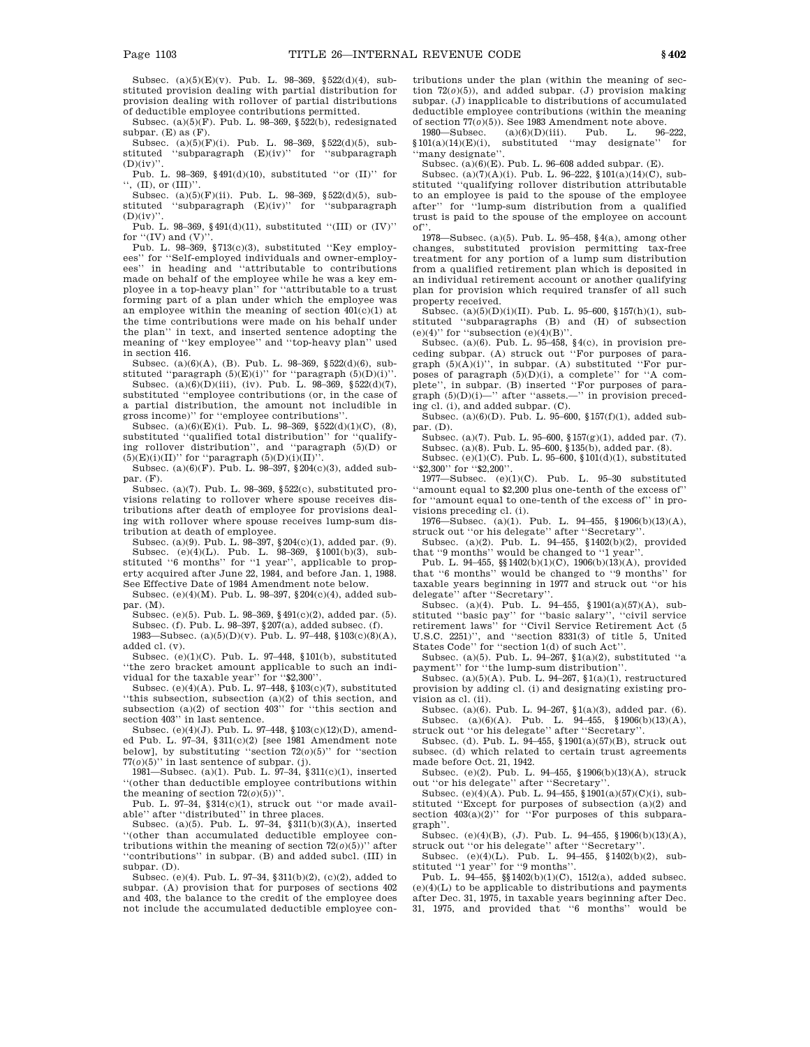Subsec. (a)(5)(E)(v). Pub. L. 98–369, §522(d)(4), substituted provision dealing with partial distribution for provision dealing with rollover of partial distributions of deductible employee contributions permitted.

Subsec. (a)(5)(F). Pub. L. 98–369, §522(b), redesignated subpar. (E) as (F).

Subsec. (a)(5)(F)(i). Pub. L. 98–369, §522(d)(5), substituted "subparagraph (E)(iv)" for "subparagraph (D)(iv)".

Pub. L. 98–369, §491(d)(10), substituted "or (II)" for ", (II), or (III)".

Subsec. (a)(5)(F)(ii). Pub. L. 98–369, §522(d)(5), substituted "subparagraph (E)(iv)" for "subparagraph (D)(iv)".

Pub. L. 98–369, §491(d)(11), substituted "(III) or (IV)" for "(IV) and (V)".

Pub. L. 98–369, §713(c)(3), substituted "Key employees" for "Self-employed individuals and owner-employees" in heading and "attributable to contributions made on behalf of the employee while he was a key employee in a top-heavy plan" for "attributable to a trust forming part of a plan under which the employee was an employee within the meaning of section 401(c)(1) at the time contributions were made on his behalf under the plan" in text, and inserted sentence adopting the meaning of "key employee" and "top-heavy plan" used in section 416.

Subsec. (a)(6)(A), (B). Pub. L. 98–369, §522(d)(6), substituted "paragraph (5)(E)(i)" for "paragraph (5)(D)(i)".

Subsec. (a)(6)(D)(iii), (iv). Pub. L. 98–369, §522(d)(7), substituted "employee contributions (or, in the case of a partial distribution, the amount not includible in gross income)" for "employee contributions".

Subsec. (a)(6)(E)(i). Pub. L. 98–369, §522(d)(1)(C), (8), substituted "qualified total distribution" for "qualifying rollover distribution", and "paragraph (5)(D) or (5)(E)(i)(II)" for "paragraph (5)(D)(i)(II)".

Subsec. (a)(6)(F). Pub. L. 98–397, §204(c)(3), added subpar. (F).

Subsec. (a)(7). Pub. L. 98–369, §522(c), substituted provisions relating to rollover where spouse receives distributions after death of employee for provisions dealing with rollover where spouse receives lump-sum distribution at death of employee.

Subsec. (a)(9). Pub. L. 98–397, §204(c)(1), added par. (9).

Subsec. (e)(4)(L). Pub. L. 98–369, §1001(b)(3), substituted "6 months" for "1 year", applicable to property acquired after June 22, 1984, and before Jan. 1, 1988. See Effective Date of 1984 Amendment note below.

Subsec. (e)(4)(M). Pub. L. 98–397, §204(c)(4), added subpar. (M).

Subsec. (e)(5). Pub. L. 98–369, §491(c)(2), added par. (5).

Subsec. (f). Pub. L. 98–397, §207(a), added subsec. (f).

1983—Subsec. (a)(5)(D)(v). Pub. L. 97–448, §103(c)(8)(A), added cl. (v).

Subsec. (e)(1)(C). Pub. L. 97–448, §101(b), substituted "the zero bracket amount applicable to such an individual for the taxable year" for "$2,300".

Subsec. (e)(4)(A). Pub. L. 97–448, §103(c)(7), substituted "this subsection, subsection (a)(2) of this section, and subsection (a)(2) of section 403" for "this section and section 403" in last sentence.

Subsec. (e)(4)(J). Pub. L. 97–448, §103(c)(12)(D), amended Pub. L. 97–34, §311(c)(2) [see 1981 Amendment note below], by substituting "section 72(*o*)(5)" for "section 77(*o*)(5)" in last sentence of subpar. (j).

1981—Subsec. (a)(1). Pub. L. 97–34, §311(c)(1), inserted "(other than deductible employee contributions within the meaning of section 72(*o*)(5))".

Pub. L. 97–34, §314(c)(1), struck out "or made available" after "distributed" in three places.

Subsec. (a)(5). Pub. L. 97–34, §311(b)(3)(A), inserted "(other than accumulated deductible employee contributions within the meaning of section 72(*o*)(5))" after "contributions" in subpar. (B) and added subcl. (III) in subpar. (D).

Subsec. (e)(4). Pub. L. 97–34, §311(b)(2), (c)(2), added to subpar. (A) provision that for purposes of sections 402 and 403, the balance to the credit of the employee does not include the accumulated deductible employee contributions under the plan (within the meaning of section 72(*o*)(5)), and added subpar. (J) provision making subpar. (J) inapplicable to distributions of accumulated deductible employee contributions (within the meaning of section 77(*o*)(5)). See 1983 Amendment note above.

1980—Subsec. (a)(6)(D)(iii). Pub. L. 96–222, §101(a)(14)(E)(i), substituted "may designate" for "many designate".

Subsec. (a)(6)(E). Pub. L. 96–608 added subpar. (E).

Subsec. (a)(7)(A)(i). Pub. L. 96–222, §101(a)(14)(C), substituted "qualifying rollover distribution attributable to an employee is paid to the spouse of the employee after" for "lump-sum distribution from a qualified trust is paid to the spouse of the employee on account of".

1978—Subsec. (a)(5). Pub. L. 95–458, §4(a), among other changes, substituted provision permitting tax-free treatment for any portion of a lump sum distribution from a qualified retirement plan which is deposited in an individual retirement account or another qualifying plan for provision which required transfer of all such property received.

Subsec. (a)(5)(D)(i)(II). Pub. L. 95–600, §157(h)(1), substituted "subparagraphs (B) and (H) of subsection (e)(4)" for "subsection (e)(4)(B)".

Subsec. (a)(6). Pub. L. 95–458, §4(c), in provision preceding subpar. (A) struck out "For purposes of paragraph (5)(A)(i)", in subpar. (A) substituted "For purposes of paragraph (5)(D)(i), a complete" for "A complete", in subpar. (B) inserted "For purposes of paragraph (5)(D)(i)—" after "assets.—" in provision preceding cl. (i), and added subpar. (C).

Subsec. (a)(6)(D). Pub. L. 95–600, §157(f)(1), added subpar. (D).

Subsec. (a)(7). Pub. L. 95–600, §157(g)(1), added par. (7).

Subsec. (a)(8). Pub. L. 95–600, §135(b), added par. (8).

Subsec. (e)(1)(C). Pub. L. 95–600, §101(d)(1), substituted "$2,300" for "$2,200".

1977—Subsec. (e)(1)(C). Pub. L. 95–30 substituted "amount equal to $2,200 plus one-tenth of the excess of" for "amount equal to one-tenth of the excess of" in provisions preceding cl. (i).

1976—Subsec. (a)(1). Pub. L. 94–455, §1906(b)(13)(A), struck out "or his delegate" after "Secretary".

Subsec. (a)(2). Pub. L. 94–455, §1402(b)(2), provided that "9 months" would be changed to "1 year".

Pub. L. 94–455, §§1402(b)(1)(C), 1906(b)(13)(A), provided that "6 months" would be changed to "9 months" for taxable years beginning in 1977 and struck out "or his delegate" after "Secretary".

Subsec. (a)(4). Pub. L. 94–455, §1901(a)(57)(A), substituted "basic pay" for "basic salary", "civil service retirement laws" for "Civil Service Retirement Act (5 U.S.C. 2251)", and "section 8331(3) of title 5, United States Code" for "section 1(d) of such Act".

Subsec. (a)(5). Pub. L. 94–267, §1(a)(2), substituted "a payment" for "the lump-sum distribution".

Subsec. (a)(5)(A). Pub. L. 94–267, §1(a)(1), restructured provision by adding cl. (i) and designating existing provision as cl. (ii).

Subsec. (a)(6). Pub. L. 94–267, §1(a)(3), added par. (6).

Subsec. (a)(6)(A). Pub. L. 94–455, §1906(b)(13)(A), struck out "or his delegate" after "Secretary".

Subsec. (d). Pub. L. 94–455, §1901(a)(57)(B), struck out subsec. (d) which related to certain trust agreements made before Oct. 21, 1942.

Subsec. (e)(2). Pub. L. 94–455, §1906(b)(13)(A), struck out "or his delegate" after "Secretary".

Subsec. (e)(4)(A). Pub. L. 94–455, §1901(a)(57)(C)(i), substituted "Except for purposes of subsection (a)(2) and section 403(a)(2)" for "For purposes of this subparagraph".

Subsec. (e)(4)(B), (J). Pub. L. 94–455, §1906(b)(13)(A), struck out "or his delegate" after "Secretary".

Subsec. (e)(4)(L). Pub. L. 94–455, §1402(b)(2), substituted "1 year" for "9 months".

Pub. L. 94–455, §§1402(b)(1)(C), 1512(a), added subsec. (e)(4)(L) to be applicable to distributions and payments after Dec. 31, 1975, in taxable years beginning after Dec. 31, 1975, and provided that "6 months" would be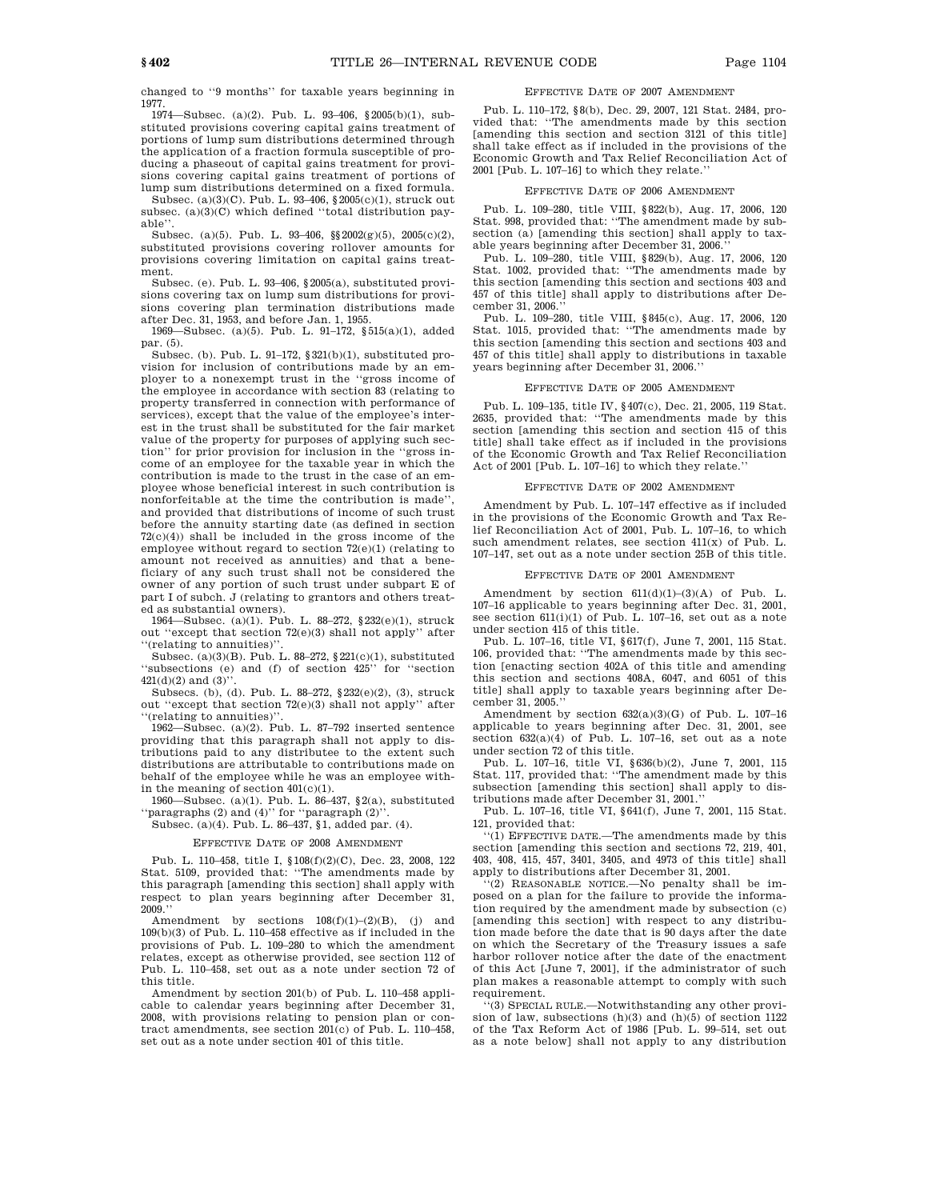changed to ''9 months'' for taxable years beginning in 1977.

1974—Subsec. (a)(2). Pub. L. 93–406, §2005(b)(1), substituted provisions covering capital gains treatment of portions of lump sum distributions determined through the application of a fraction formula susceptible of producing a phaseout of capital gains treatment for provisions covering capital gains treatment of portions of lump sum distributions determined on a fixed formula.

Subsec. (a)(3)(C). Pub. L. 93–406, §2005(c)(1), struck out subsec. (a)(3)(C) which defined ''total distribution payable''.

Subsec. (a)(5). Pub. L. 93–406, §§2002(g)(5), 2005(c)(2), substituted provisions covering rollover amounts for provisions covering limitation on capital gains treatment.

Subsec. (e). Pub. L. 93–406, §2005(a), substituted provisions covering tax on lump sum distributions for provisions covering plan termination distributions made after Dec. 31, 1953, and before Jan. 1, 1955.

1969—Subsec. (a)(5). Pub. L. 91–172, §515(a)(1), added par. (5).

Subsec. (b). Pub. L. 91–172, §321(b)(1), substituted provision for inclusion of contributions made by an employer to a nonexempt trust in the ''gross income of the employee in accordance with section 83 (relating to property transferred in connection with performance of services), except that the value of the employee's interest in the trust shall be substituted for the fair market value of the property for purposes of applying such section'' for prior provision for inclusion in the ''gross income of an employee for the taxable year in which the contribution is made to the trust in the case of an employee whose beneficial interest in such contribution is nonforfeitable at the time the contribution is made'', and provided that distributions of income of such trust before the annuity starting date (as defined in section 72(c)(4)) shall be included in the gross income of the employee without regard to section 72(e)(1) (relating to amount not received as annuities) and that a beneficiary of any such trust shall not be considered the owner of any portion of such trust under subpart E of part I of subch. J (relating to grantors and others treated as substantial owners).

1964—Subsec. (a)(1). Pub. L. 88–272, §232(e)(1), struck out ''except that section 72(e)(3) shall not apply'' after ''(relating to annuities)''.

Subsec. (a)(3)(B). Pub. L. 88–272, §221(c)(1), substituted ''subsections (e) and (f) of section 425'' for ''section 421(d)(2) and (3)''.

Subsecs. (b), (d). Pub. L. 88–272, §232(e)(2), (3), struck out ''except that section 72(e)(3) shall not apply'' after ''(relating to annuities)''.

1962—Subsec. (a)(2). Pub. L. 87–792 inserted sentence providing that this paragraph shall not apply to distributions paid to any distributee to the extent such distributions are attributable to contributions made on behalf of the employee while he was an employee within the meaning of section 401(c)(1).

1960—Subsec. (a)(1). Pub. L. 86–437, §2(a), substituted ''paragraphs (2) and (4)'' for ''paragraph (2)''.

Subsec. (a)(4). Pub. L. 86–437, §1, added par. (4).

EFFECTIVE DATE OF 2008 AMENDMENT

Pub. L. 110–458, title I, §108(f)(2)(C), Dec. 23, 2008, 122 Stat. 5109, provided that: ''The amendments made by this paragraph [amending this section] shall apply with respect to plan years beginning after December 31, 2009.''

Amendment by sections 108(f)(1)–(2)(B), (j) and 109(b)(3) of Pub. L. 110–458 effective as if included in the provisions of Pub. L. 109–280 to which the amendment relates, except as otherwise provided, see section 112 of Pub. L. 110–458, set out as a note under section 72 of this title.

Amendment by section 201(b) of Pub. L. 110–458 applicable to calendar years beginning after December 31, 2008, with provisions relating to pension plan or contract amendments, see section 201(c) of Pub. L. 110–458, set out as a note under section 401 of this title.

EFFECTIVE DATE OF 2007 AMENDMENT

Pub. L. 110–172, §8(b), Dec. 29, 2007, 121 Stat. 2484, provided that: ''The amendments made by this section [amending this section and section 3121 of this title] shall take effect as if included in the provisions of the Economic Growth and Tax Relief Reconciliation Act of 2001 [Pub. L. 107–16] to which they relate.''

EFFECTIVE DATE OF 2006 AMENDMENT

Pub. L. 109–280, title VIII, §822(b), Aug. 17, 2006, 120 Stat. 998, provided that: ''The amendment made by subsection (a) [amending this section] shall apply to taxable years beginning after December 31, 2006.''

Pub. L. 109–280, title VIII, §829(b), Aug. 17, 2006, 120 Stat. 1002, provided that: ''The amendments made by this section [amending this section and sections 403 and 457 of this title] shall apply to distributions after December 31, 2006.''

Pub. L. 109–280, title VIII, §845(c), Aug. 17, 2006, 120 Stat. 1015, provided that: ''The amendments made by this section [amending this section and sections 403 and 457 of this title] shall apply to distributions in taxable years beginning after December 31, 2006.''

EFFECTIVE DATE OF 2005 AMENDMENT

Pub. L. 109–135, title IV, §407(c), Dec. 21, 2005, 119 Stat. 2635, provided that: ''The amendments made by this section [amending this section and section 415 of this title] shall take effect as if included in the provisions of the Economic Growth and Tax Relief Reconciliation Act of 2001 [Pub. L. 107–16] to which they relate.''

EFFECTIVE DATE OF 2002 AMENDMENT

Amendment by Pub. L. 107–147 effective as if included in the provisions of the Economic Growth and Tax Relief Reconciliation Act of 2001, Pub. L. 107–16, to which such amendment relates, see section 411(x) of Pub. L. 107–147, set out as a note under section 25B of this title.

EFFECTIVE DATE OF 2001 AMENDMENT

Amendment by section 611(d)(1)–(3)(A) of Pub. L. 107–16 applicable to years beginning after Dec. 31, 2001, see section 611(i)(1) of Pub. L. 107–16, set out as a note under section 415 of this title.

Pub. L. 107–16, title VI, §617(f), June 7, 2001, 115 Stat. 106, provided that: ''The amendments made by this section [enacting section 402A of this title and amending this section and sections 408A, 6047, and 6051 of this title] shall apply to taxable years beginning after December 31, 2005.''

Amendment by section 632(a)(3)(G) of Pub. L. 107–16 applicable to years beginning after Dec. 31, 2001, see section 632(a)(4) of Pub. L. 107–16, set out as a note under section 72 of this title.

Pub. L. 107–16, title VI, §636(b)(2), June 7, 2001, 115 Stat. 117, provided that: ''The amendment made by this subsection [amending this section] shall apply to distributions made after December 31, 2001.''

Pub. L. 107–16, title VI, §641(f), June 7, 2001, 115 Stat. 121, provided that:

''(1) EFFECTIVE DATE.—The amendments made by this section [amending this section and sections 72, 219, 401, 403, 408, 415, 457, 3401, 3405, and 4973 of this title] shall apply to distributions after December 31, 2001.

''(2) REASONABLE NOTICE.—No penalty shall be imposed on a plan for the failure to provide the information required by the amendment made by subsection (c) [amending this section] with respect to any distribution made before the date that is 90 days after the date on which the Secretary of the Treasury issues a safe harbor rollover notice after the date of the enactment of this Act [June 7, 2001], if the administrator of such plan makes a reasonable attempt to comply with such requirement.

''(3) SPECIAL RULE.—Notwithstanding any other provision of law, subsections (h)(3) and (h)(5) of section 1122 of the Tax Reform Act of 1986 [Pub. L. 99–514, set out as a note below] shall not apply to any distribution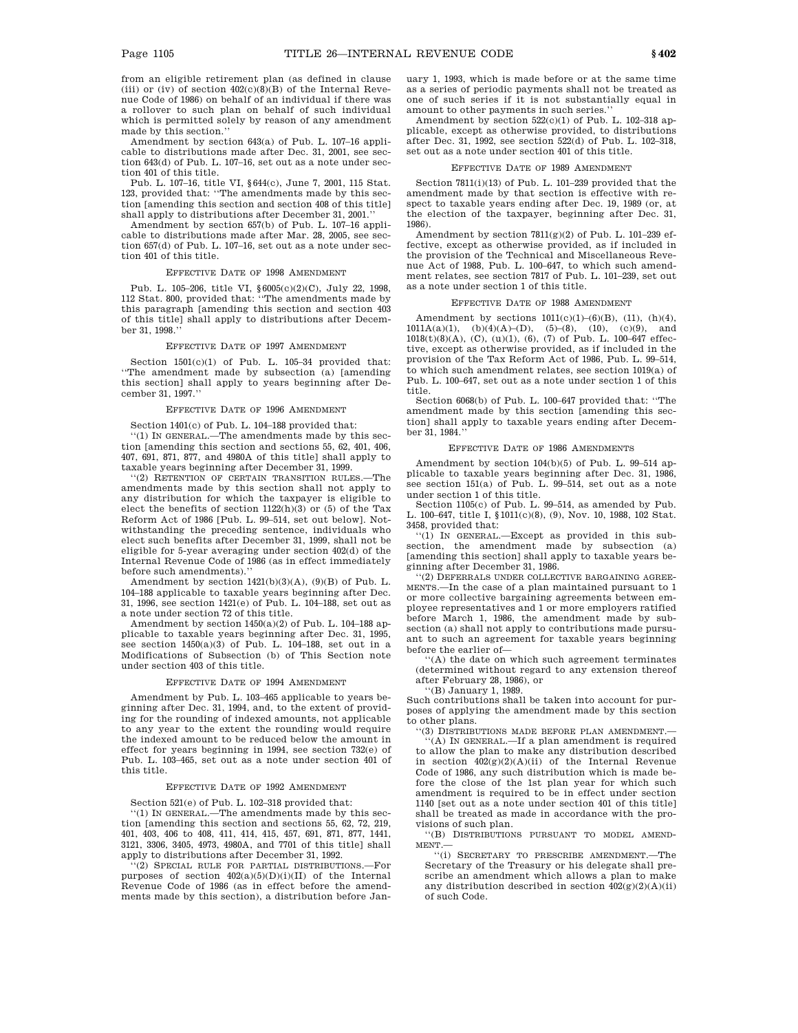from an eligible retirement plan (as defined in clause (iii) or (iv) of section 402(c)(8)(B) of the Internal Revenue Code of 1986) on behalf of an individual if there was a rollover to such plan on behalf of such individual which is permitted solely by reason of any amendment made by this section.''

Amendment by section 643(a) of Pub. L. 107–16 applicable to distributions made after Dec. 31, 2001, see section 643(d) of Pub. L. 107–16, set out as a note under section 401 of this title.

Pub. L. 107–16, title VI, §644(c), June 7, 2001, 115 Stat. 123, provided that: ''The amendments made by this section [amending this section and section 408 of this title] shall apply to distributions after December 31, 2001.''

Amendment by section 657(b) of Pub. L. 107–16 applicable to distributions made after Mar. 28, 2005, see section 657(d) of Pub. L. 107–16, set out as a note under section 401 of this title.

### EFFECTIVE DATE OF 1998 AMENDMENT

Pub. L. 105–206, title VI, §6005(c)(2)(C), July 22, 1998, 112 Stat. 800, provided that: ''The amendments made by this paragraph [amending this section and section 403 of this title] shall apply to distributions after December 31, 1998.''

### EFFECTIVE DATE OF 1997 AMENDMENT

Section 1501(c)(1) of Pub. L. 105–34 provided that: ''The amendment made by subsection (a) [amending this section] shall apply to years beginning after December 31, 1997.''

### EFFECTIVE DATE OF 1996 AMENDMENT

Section 1401(c) of Pub. L. 104–188 provided that:

''(1) IN GENERAL.—The amendments made by this section [amending this section and sections 55, 62, 401, 406, 407, 691, 871, 877, and 4980A of this title] shall apply to taxable years beginning after December 31, 1999.

''(2) RETENTION OF CERTAIN TRANSITION RULES.—The amendments made by this section shall not apply to any distribution for which the taxpayer is eligible to elect the benefits of section 1122(h)(3) or (5) of the Tax Reform Act of 1986 [Pub. L. 99–514, set out below]. Notwithstanding the preceding sentence, individuals who elect such benefits after December 31, 1999, shall not be eligible for 5-year averaging under section 402(d) of the Internal Revenue Code of 1986 (as in effect immediately before such amendments).''

Amendment by section 1421(b)(3)(A), (9)(B) of Pub. L. 104–188 applicable to taxable years beginning after Dec. 31, 1996, see section 1421(e) of Pub. L. 104–188, set out as a note under section 72 of this title.

Amendment by section 1450(a)(2) of Pub. L. 104–188 applicable to taxable years beginning after Dec. 31, 1995, see section 1450(a)(3) of Pub. L. 104–188, set out in a Modifications of Subsection (b) of This Section note under section 403 of this title.

### EFFECTIVE DATE OF 1994 AMENDMENT

Amendment by Pub. L. 103–465 applicable to years beginning after Dec. 31, 1994, and, to the extent of providing for the rounding of indexed amounts, not applicable to any year to the extent the rounding would require the indexed amount to be reduced below the amount in effect for years beginning in 1994, see section 732(e) of Pub. L. 103–465, set out as a note under section 401 of this title.

### EFFECTIVE DATE OF 1992 AMENDMENT

Section 521(e) of Pub. L. 102–318 provided that:

''(1) IN GENERAL.—The amendments made by this section [amending this section and sections 55, 62, 72, 219, 401, 403, 406 to 408, 411, 414, 415, 457, 691, 871, 877, 1441, 3121, 3306, 3405, 4973, 4980A, and 7701 of this title] shall apply to distributions after December 31, 1992.

''(2) SPECIAL RULE FOR PARTIAL DISTRIBUTIONS.—For purposes of section 402(a)(5)(D)(i)(II) of the Internal Revenue Code of 1986 (as in effect before the amendments made by this section), a distribution before January 1, 1993, which is made before or at the same time as a series of periodic payments shall not be treated as one of such series if it is not substantially equal in amount to other payments in such series.''

Amendment by section 522(c)(1) of Pub. L. 102–318 applicable, except as otherwise provided, to distributions after Dec. 31, 1992, see section 522(d) of Pub. L. 102–318, set out as a note under section 401 of this title.

### EFFECTIVE DATE OF 1989 AMENDMENT

Section 7811(i)(13) of Pub. L. 101–239 provided that the amendment made by that section is effective with respect to taxable years ending after Dec. 19, 1989 (or, at the election of the taxpayer, beginning after Dec. 31, 1986).

Amendment by section 7811(g)(2) of Pub. L. 101–239 effective, except as otherwise provided, as if included in the provision of the Technical and Miscellaneous Revenue Act of 1988, Pub. L. 100–647, to which such amendment relates, see section 7817 of Pub. L. 101–239, set out as a note under section 1 of this title.

### EFFECTIVE DATE OF 1988 AMENDMENT

Amendment by sections 1011(c)(1)–(6)(B), (11), (h)(4), 1011A(a)(1), (b)(4)(A)–(D), (5)–(8), (10), (c)(9), and 1018(t)(8)(A), (C), (u)(1), (6), (7) of Pub. L. 100–647 effective, except as otherwise provided, as if included in the provision of the Tax Reform Act of 1986, Pub. L. 99–514, to which such amendment relates, see section 1019(a) of Pub. L. 100–647, set out as a note under section 1 of this title.

Section 6068(b) of Pub. L. 100–647 provided that: ''The amendment made by this section [amending this section] shall apply to taxable years ending after December 31, 1984.''

### EFFECTIVE DATE OF 1986 AMENDMENTS

Amendment by section 104(b)(5) of Pub. L. 99–514 applicable to taxable years beginning after Dec. 31, 1986, see section 151(a) of Pub. L. 99–514, set out as a note under section 1 of this title.

Section 1105(c) of Pub. L. 99–514, as amended by Pub. L. 100–647, title I, §1011(c)(8), (9), Nov. 10, 1988, 102 Stat. 3458, provided that:

''(1) IN GENERAL.—Except as provided in this subsection, the amendment made by subsection (a) [amending this section] shall apply to taxable years beginning after December 31, 1986.

''(2) DEFERRALS UNDER COLLECTIVE BARGAINING AGREEMENTS.—In the case of a plan maintained pursuant to 1 or more collective bargaining agreements between employee representatives and 1 or more employers ratified before March 1, 1986, the amendment made by subsection (a) shall not apply to contributions made pursuant to such an agreement for taxable years beginning before the earlier of—

''(A) the date on which such agreement terminates (determined without regard to any extension thereof after February 28, 1986), or

''(B) January 1, 1989.

Such contributions shall be taken into account for purposes of applying the amendment made by this section to other plans.

''(3) DISTRIBUTIONS MADE BEFORE PLAN AMENDMENT.—

''(A) IN GENERAL.—If a plan amendment is required to allow the plan to make any distribution described in section 402(g)(2)(A)(ii) of the Internal Revenue Code of 1986, any such distribution which is made before the close of the 1st plan year for which such amendment is required to be in effect under section 1140 [set out as a note under section 401 of this title] shall be treated as made in accordance with the provisions of such plan.

''(B) DISTRIBUTIONS PURSUANT TO MODEL AMENDMENT.—

''(i) SECRETARY TO PRESCRIBE AMENDMENT.—The Secretary of the Treasury or his delegate shall prescribe an amendment which allows a plan to make any distribution described in section 402(g)(2)(A)(ii) of such Code.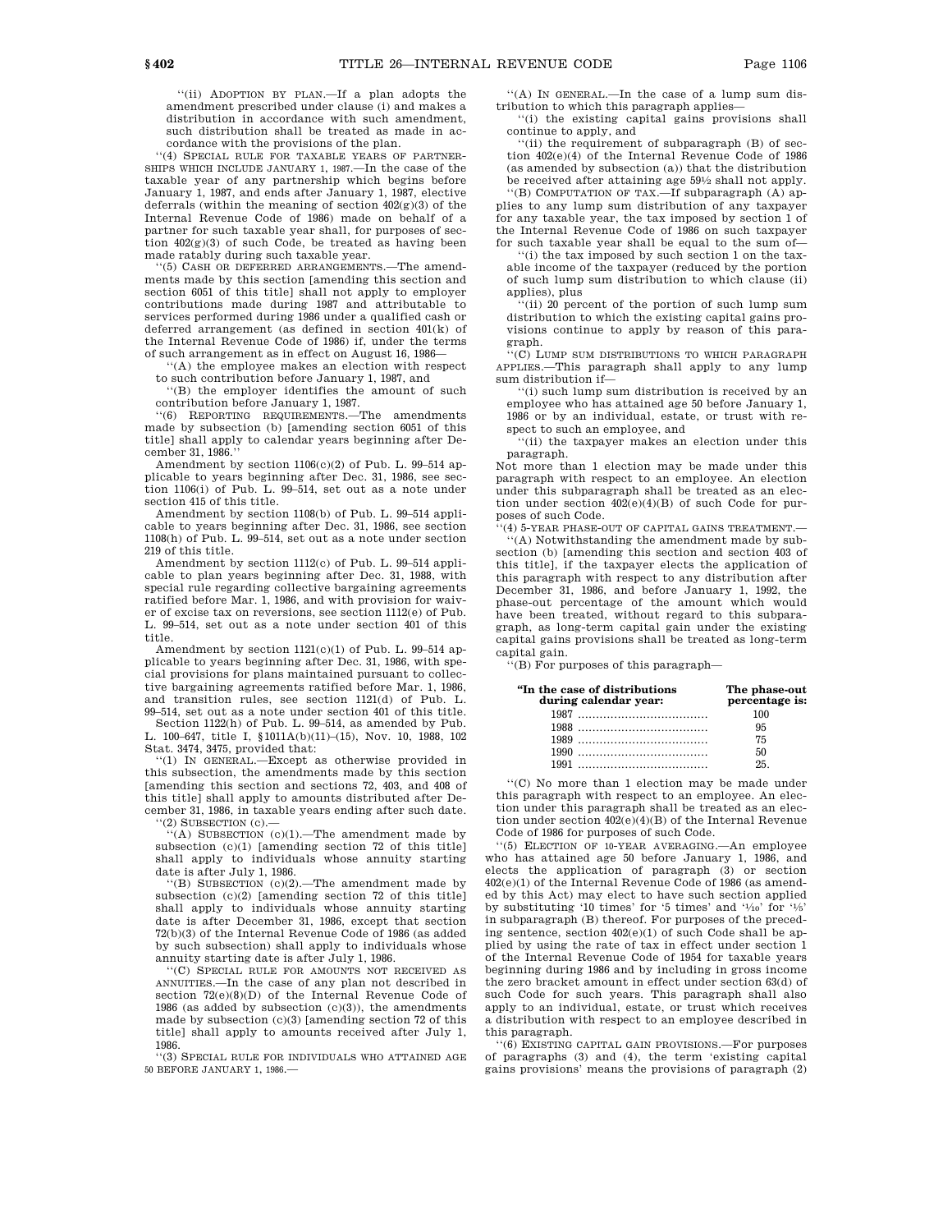"(ii) ADOPTION BY PLAN.—If a plan adopts the amendment prescribed under clause (i) and makes a distribution in accordance with such amendment, such distribution shall be treated as made in accordance with the provisions of the plan.

"(4) SPECIAL RULE FOR TAXABLE YEARS OF PARTNERSHIPS WHICH INCLUDE JANUARY 1, 1987.—In the case of the taxable year of any partnership which begins before January 1, 1987, and ends after January 1, 1987, elective deferrals (within the meaning of section 402(g)(3) of the Internal Revenue Code of 1986) made on behalf of a partner for such taxable year shall, for purposes of section 402(g)(3) of such Code, be treated as having been made ratably during such taxable year.

"(5) CASH OR DEFERRED ARRANGEMENTS.—The amendments made by this section [amending this section and section 6051 of this title] shall not apply to employer contributions made during 1987 and attributable to services performed during 1986 under a qualified cash or deferred arrangement (as defined in section 401(k) of the Internal Revenue Code of 1986) if, under the terms of such arrangement as in effect on August 16, 1986—

"(A) the employee makes an election with respect to such contribution before January 1, 1987, and

"(B) the employer identifies the amount of such contribution before January 1, 1987.

"(6) REPORTING REQUIREMENTS.—The amendments made by subsection (b) [amending section 6051 of this title] shall apply to calendar years beginning after December 31, 1986."

Amendment by section 1106(c)(2) of Pub. L. 99–514 applicable to years beginning after Dec. 31, 1986, see section 1106(i) of Pub. L. 99–514, set out as a note under section 415 of this title.

Amendment by section 1108(b) of Pub. L. 99–514 applicable to years beginning after Dec. 31, 1986, see section 1108(h) of Pub. L. 99–514, set out as a note under section 219 of this title.

Amendment by section 1112(c) of Pub. L. 99–514 applicable to plan years beginning after Dec. 31, 1988, with special rule regarding collective bargaining agreements ratified before Mar. 1, 1986, and with provision for waiver of excise tax on reversions, see section 1112(e) of Pub. L. 99–514, set out as a note under section 401 of this title.

Amendment by section 1121(c)(1) of Pub. L. 99–514 applicable to years beginning after Dec. 31, 1986, with special provisions for plans maintained pursuant to collective bargaining agreements ratified before Mar. 1, 1986, and transition rules, see section 1121(d) of Pub. L. 99–514, set out as a note under section 401 of this title.

Section 1122(h) of Pub. L. 99–514, as amended by Pub. L. 100–647, title I, §1011A(b)(11)–(15), Nov. 10, 1988, 102 Stat. 3474, 3475, provided that:

"(1) IN GENERAL.—Except as otherwise provided in this subsection, the amendments made by this section [amending this section and sections 72, 403, and 408 of this title] shall apply to amounts distributed after December 31, 1986, in taxable years ending after such date.

"(2) SUBSECTION (c).—

"(A) SUBSECTION (c)(1).—The amendment made by subsection (c)(1) [amending section 72 of this title] shall apply to individuals whose annuity starting date is after July 1, 1986.

"(B) SUBSECTION (c)(2).—The amendment made by subsection (c)(2) [amending section 72 of this title] shall apply to individuals whose annuity starting date is after December 31, 1986, except that section 72(b)(3) of the Internal Revenue Code of 1986 (as added by such subsection) shall apply to individuals whose annuity starting date is after July 1, 1986.

"(C) SPECIAL RULE FOR AMOUNTS NOT RECEIVED AS ANNUITIES.—In the case of any plan not described in section 72(e)(8)(D) of the Internal Revenue Code of 1986 (as added by subsection (c)(3)), the amendments made by subsection (c)(3) [amending section 72 of this title] shall apply to amounts received after July 1, 1986.

"(3) SPECIAL RULE FOR INDIVIDUALS WHO ATTAINED AGE 50 BEFORE JANUARY 1, 1986.—

"(A) IN GENERAL.—In the case of a lump sum distribution to which this paragraph applies—

"(i) the existing capital gains provisions shall continue to apply, and

"(ii) the requirement of subparagraph (B) of section 402(e)(4) of the Internal Revenue Code of 1986 (as amended by subsection (a)) that the distribution be received after attaining age 59½ shall not apply.

"(B) COMPUTATION OF TAX.—If subparagraph (A) applies to any lump sum distribution of any taxpayer for any taxable year, the tax imposed by section 1 of the Internal Revenue Code of 1986 on such taxpayer for such taxable year shall be equal to the sum of—

"(i) the tax imposed by such section 1 on the taxable income of the taxpayer (reduced by the portion of such lump sum distribution to which clause (ii) applies), plus

"(ii) 20 percent of the portion of such lump sum distribution to which the existing capital gains provisions continue to apply by reason of this paragraph.

"(C) LUMP SUM DISTRIBUTIONS TO WHICH PARAGRAPH APPLIES.—This paragraph shall apply to any lump sum distribution if—

"(i) such lump sum distribution is received by an employee who has attained age 50 before January 1, 1986 or by an individual, estate, or trust with respect to such an employee, and

"(ii) the taxpayer makes an election under this paragraph.

Not more than 1 election may be made under this paragraph with respect to an employee. An election under this subparagraph shall be treated as an election under section 402(e)(4)(B) of such Code for purposes of such Code.

"(4) 5-YEAR PHASE-OUT OF CAPITAL GAINS TREATMENT.—

"(A) Notwithstanding the amendment made by subsection (b) [amending this section and section 403 of this title], if the taxpayer elects the application of this paragraph with respect to any distribution after December 31, 1986, and before January 1, 1992, the phase-out percentage of the amount which would have been treated, without regard to this subparagraph, as long-term capital gain under the existing capital gains provisions shall be treated as long-term capital gain.

"(B) For purposes of this paragraph—

| "In the case of distributions during calendar year: | The phase-out percentage is: |
|---|---|
| 1987 | 100 |
| 1988 | 95 |
| 1989 | 75 |
| 1990 | 50 |
| 1991 | 25. |

"(C) No more than 1 election may be made under this paragraph with respect to an employee. An election under this paragraph shall be treated as an election under section 402(e)(4)(B) of the Internal Revenue Code of 1986 for purposes of such Code.

"(5) ELECTION OF 10-YEAR AVERAGING.—An employee who has attained age 50 before January 1, 1986, and elects the application of paragraph (3) or section 402(e)(1) of the Internal Revenue Code of 1986 (as amended by this Act) may elect to have such section applied by substituting '10 times' for '5 times' and '1/10' for '1/5' in subparagraph (B) thereof. For purposes of the preceding sentence, section 402(e)(1) of such Code shall be applied by using the rate of tax in effect under section 1 of the Internal Revenue Code of 1954 for taxable years beginning during 1986 and by including in gross income the zero bracket amount in effect under section 63(d) of such Code for such years. This paragraph shall also apply to an individual, estate, or trust which receives a distribution with respect to an employee described in this paragraph.

"(6) EXISTING CAPITAL GAIN PROVISIONS.—For purposes of paragraphs (3) and (4), the term 'existing capital gains provisions' means the provisions of paragraph (2)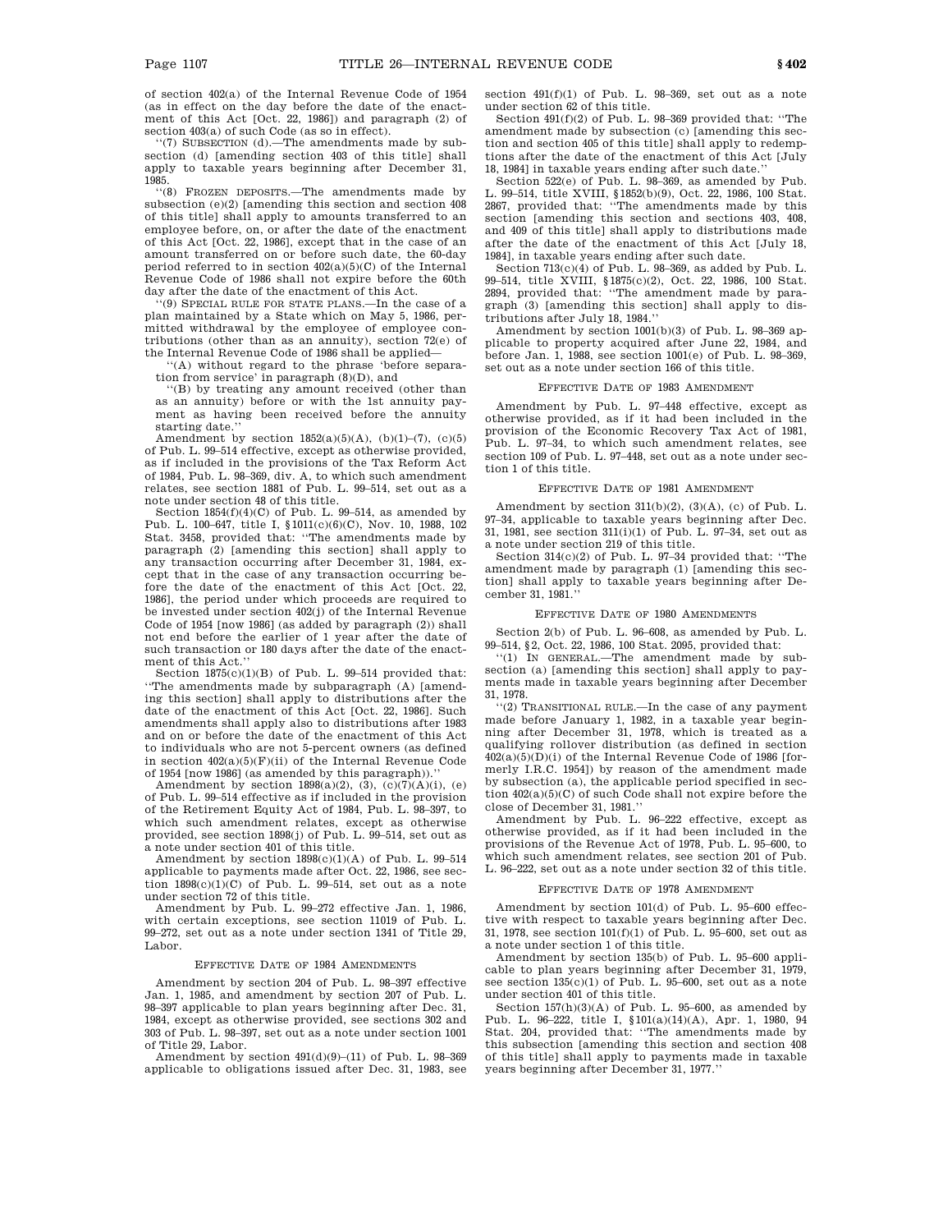of section 402(a) of the Internal Revenue Code of 1954 (as in effect on the day before the date of the enactment of this Act [Oct. 22, 1986]) and paragraph (2) of section 403(a) of such Code (as so in effect).

''(7) SUBSECTION (d).—The amendments made by subsection (d) [amending section 403 of this title] shall apply to taxable years beginning after December 31, 1985.

''(8) FROZEN DEPOSITS.—The amendments made by subsection (e)(2) [amending this section and section 408 of this title] shall apply to amounts transferred to an employee before, on, or after the date of the enactment of this Act [Oct. 22, 1986], except that in the case of an amount transferred on or before such date, the 60-day period referred to in section 402(a)(5)(C) of the Internal Revenue Code of 1986 shall not expire before the 60th day after the date of the enactment of this Act.

''(9) SPECIAL RULE FOR STATE PLANS.—In the case of a plan maintained by a State which on May 5, 1986, permitted withdrawal by the employee of employee contributions (other than as an annuity), section 72(e) of the Internal Revenue Code of 1986 shall be applied—

''(A) without regard to the phrase 'before separation from service' in paragraph (8)(D), and

''(B) by treating any amount received (other than as an annuity) before or with the 1st annuity payment as having been received before the annuity starting date.''

Amendment by section 1852(a)(5)(A), (b)(1)–(7), (c)(5) of Pub. L. 99–514 effective, except as otherwise provided, as if included in the provisions of the Tax Reform Act of 1984, Pub. L. 98–369, div. A, to which such amendment relates, see section 1881 of Pub. L. 99–514, set out as a note under section 48 of this title.

Section 1854(f)(4)(C) of Pub. L. 99–514, as amended by Pub. L. 100–647, title I, §1011(c)(6)(C), Nov. 10, 1988, 102 Stat. 3458, provided that: ''The amendments made by paragraph (2) [amending this section] shall apply to any transaction occurring after December 31, 1984, except that in the case of any transaction occurring before the date of the enactment of this Act [Oct. 22, 1986], the period under which proceeds are required to be invested under section 402(j) of the Internal Revenue Code of 1954 [now 1986] (as added by paragraph (2)) shall not end before the earlier of 1 year after the date of such transaction or 180 days after the date of the enactment of this Act.''

Section 1875(c)(1)(B) of Pub. L. 99–514 provided that: ''The amendments made by subparagraph (A) [amending this section] shall apply to distributions after the date of the enactment of this Act [Oct. 22, 1986]. Such amendments shall apply also to distributions after 1983 and on or before the date of the enactment of this Act to individuals who are not 5-percent owners (as defined in section 402(a)(5)(F)(ii) of the Internal Revenue Code of 1954 [now 1986] (as amended by this paragraph)).''

Amendment by section 1898(a)(2), (3), (c)(7)(A)(i), (e) of Pub. L. 99–514 effective as if included in the provision of the Retirement Equity Act of 1984, Pub. L. 98–397, to which such amendment relates, except as otherwise provided, see section 1898(j) of Pub. L. 99–514, set out as a note under section 401 of this title.

Amendment by section 1898(c)(1)(A) of Pub. L. 99–514 applicable to payments made after Oct. 22, 1986, see section 1898(c)(1)(C) of Pub. L. 99–514, set out as a note under section 72 of this title.

Amendment by Pub. L. 99–272 effective Jan. 1, 1986, with certain exceptions, see section 11019 of Pub. L. 99–272, set out as a note under section 1341 of Title 29, Labor.

### EFFECTIVE DATE OF 1984 AMENDMENTS

Amendment by section 204 of Pub. L. 98–397 effective Jan. 1, 1985, and amendment by section 207 of Pub. L. 98–397 applicable to plan years beginning after Dec. 31, 1984, except as otherwise provided, see sections 302 and 303 of Pub. L. 98–397, set out as a note under section 1001 of Title 29, Labor.

Amendment by section 491(d)(9)–(11) of Pub. L. 98–369 applicable to obligations issued after Dec. 31, 1983, see section 491(f)(1) of Pub. L. 98–369, set out as a note under section 62 of this title.

Section 491(f)(2) of Pub. L. 98–369 provided that: ''The amendment made by subsection (c) [amending this section and section 405 of this title] shall apply to redemptions after the date of the enactment of this Act [July 18, 1984] in taxable years ending after such date.''

Section 522(e) of Pub. L. 98–369, as amended by Pub. L. 99–514, title XVIII, §1852(b)(9), Oct. 22, 1986, 100 Stat. 2867, provided that: ''The amendments made by this section [amending this section and sections 403, 408, and 409 of this title] shall apply to distributions made after the date of the enactment of this Act [July 18, 1984], in taxable years ending after such date.

Section 713(c)(4) of Pub. L. 98–369, as added by Pub. L. 99–514, title XVIII, §1875(c)(2), Oct. 22, 1986, 100 Stat. 2894, provided that: ''The amendment made by paragraph (3) [amending this section] shall apply to distributions after July 18, 1984.''

Amendment by section 1001(b)(3) of Pub. L. 98–369 applicable to property acquired after June 22, 1984, and before Jan. 1, 1988, see section 1001(e) of Pub. L. 98–369, set out as a note under section 166 of this title.

### EFFECTIVE DATE OF 1983 AMENDMENT

Amendment by Pub. L. 97–448 effective, except as otherwise provided, as if it had been included in the provision of the Economic Recovery Tax Act of 1981, Pub. L. 97–34, to which such amendment relates, see section 109 of Pub. L. 97–448, set out as a note under section 1 of this title.

### EFFECTIVE DATE OF 1981 AMENDMENT

Amendment by section 311(b)(2), (3)(A), (c) of Pub. L. 97–34, applicable to taxable years beginning after Dec. 31, 1981, see section 311(i)(1) of Pub. L. 97–34, set out as a note under section 219 of this title.

Section 314(c)(2) of Pub. L. 97–34 provided that: ''The amendment made by paragraph (1) [amending this section] shall apply to taxable years beginning after December 31, 1981.''

### EFFECTIVE DATE OF 1980 AMENDMENTS

Section 2(b) of Pub. L. 96–608, as amended by Pub. L. 99–514, §2, Oct. 22, 1986, 100 Stat. 2095, provided that:

''(1) IN GENERAL.—The amendment made by subsection (a) [amending this section] shall apply to payments made in taxable years beginning after December 31, 1978.

''(2) TRANSITIONAL RULE.—In the case of any payment made before January 1, 1982, in a taxable year beginning after December 31, 1978, which is treated as a qualifying rollover distribution (as defined in section 402(a)(5)(D)(i) of the Internal Revenue Code of 1986 [formerly I.R.C. 1954]) by reason of the amendment made by subsection (a), the applicable period specified in section 402(a)(5)(C) of such Code shall not expire before the close of December 31, 1981.''

Amendment by Pub. L. 96–222 effective, except as otherwise provided, as if it had been included in the provisions of the Revenue Act of 1978, Pub. L. 95–600, to which such amendment relates, see section 201 of Pub. L. 96–222, set out as a note under section 32 of this title.

### EFFECTIVE DATE OF 1978 AMENDMENT

Amendment by section 101(d) of Pub. L. 95–600 effective with respect to taxable years beginning after Dec. 31, 1978, see section 101(f)(1) of Pub. L. 95–600, set out as a note under section 1 of this title.

Amendment by section 135(b) of Pub. L. 95–600 applicable to plan years beginning after December 31, 1979, see section 135(c)(1) of Pub. L. 95–600, set out as a note under section 401 of this title.

Section 157(h)(3)(A) of Pub. L. 95–600, as amended by Pub. L. 96–222, title I, §101(a)(14)(A), Apr. 1, 1980, 94 Stat. 204, provided that: ''The amendments made by this subsection [amending this section and section 408 of this title] shall apply to payments made in taxable years beginning after December 31, 1977.''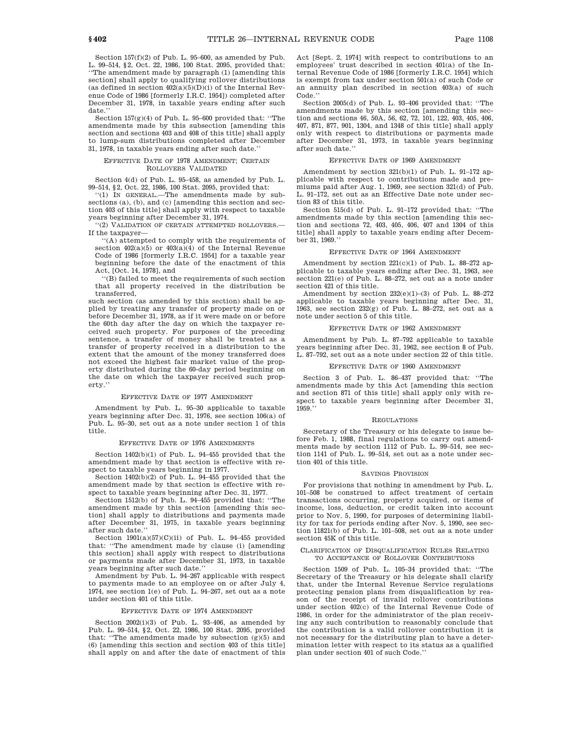Section 157(f)(2) of Pub. L. 95–600, as amended by Pub. L. 99–514, §2, Oct. 22, 1986, 100 Stat. 2095, provided that: ''The amendment made by paragraph (1) [amending this section] shall apply to qualifying rollover distributions (as defined in section 402(a)(5)(D)(i) of the Internal Revenue Code of 1986 [formerly I.R.C. 1954]) completed after December 31, 1978, in taxable years ending after such date.''

Section 157(g)(4) of Pub. L. 95–600 provided that: ''The amendments made by this subsection [amending this section and sections 403 and 408 of this title] shall apply to lump-sum distributions completed after December 31, 1978, in taxable years ending after such date.''

## EFFECTIVE DATE OF 1978 AMENDMENT; CERTAIN ROLLOVERS VALIDATED

Section 4(d) of Pub. L. 95–458, as amended by Pub. L. 99–514, §2, Oct. 22, 1986, 100 Stat. 2095, provided that:

''(1) IN GENERAL.—The amendments made by subsections (a), (b), and (c) [amending this section and section 403 of this title] shall apply with respect to taxable years beginning after December 31, 1974.

''(2) VALIDATION OF CERTAIN ATTEMPTED ROLLOVERS.—If the taxpayer—

''(A) attempted to comply with the requirements of section 402(a)(5) or 403(a)(4) of the Internal Revenue Code of 1986 [formerly I.R.C. 1954] for a taxable year beginning before the date of the enactment of this Act, [Oct. 14, 1978], and

''(B) failed to meet the requirements of such section that all property received in the distribution be transferred,

such section (as amended by this section) shall be applied by treating any transfer of property made on or before December 31, 1978, as if it were made on or before the 60th day after the day on which the taxpayer received such property. For purposes of the preceding sentence, a transfer of money shall be treated as a transfer of property received in a distribution to the extent that the amount of the money transferred does not exceed the highest fair market value of the property distributed during the 60-day period beginning on the date on which the taxpayer received such property.''

## EFFECTIVE DATE OF 1977 AMENDMENT

Amendment by Pub. L. 95–30 applicable to taxable years beginning after Dec. 31, 1976, see section 106(a) of Pub. L. 95–30, set out as a note under section 1 of this title.

## EFFECTIVE DATE OF 1976 AMENDMENTS

Section 1402(b)(1) of Pub. L. 94–455 provided that the amendment made by that section is effective with respect to taxable years beginning in 1977.

Section 1402(b)(2) of Pub. L. 94–455 provided that the amendment made by that section is effective with respect to taxable years beginning after Dec. 31, 1977.

Section 1512(b) of Pub. L. 94–455 provided that: ''The amendment made by this section [amending this section] shall apply to distributions and payments made after December 31, 1975, in taxable years beginning after such date.''

Section 1901(a)(57)(C)(ii) of Pub. L. 94–455 provided that: ''The amendment made by clause (i) [amending this section] shall apply with respect to distributions or payments made after December 31, 1973, in taxable years beginning after such date.''

Amendment by Pub. L. 94–267 applicable with respect to payments made to an employee on or after July 4, 1974, see section 1(e) of Pub. L. 94–267, set out as a note under section 401 of this title.

## EFFECTIVE DATE OF 1974 AMENDMENT

Section 2002(i)(3) of Pub. L. 93–406, as amended by Pub. L. 99–514, §2, Oct. 22, 1986, 100 Stat. 2095, provided that: ''The amendments made by subsection (g)(5) and (6) [amending this section and section 403 of this title] shall apply on and after the date of enactment of this Act [Sept. 2, 1974] with respect to contributions to an employees' trust described in section 401(a) of the Internal Revenue Code of 1986 [formerly I.R.C. 1954] which is exempt from tax under section 501(a) of such Code or an annuity plan described in section 403(a) of such Code.''

Section 2005(d) of Pub. L. 93–406 provided that: ''The amendments made by this section [amending this section and sections 46, 50A, 56, 62, 72, 101, 122, 403, 405, 406, 407, 871, 877, 901, 1304, and 1348 of this title] shall apply only with respect to distributions or payments made after December 31, 1973, in taxable years beginning after such date.''

## EFFECTIVE DATE OF 1969 AMENDMENT

Amendment by section 321(b)(1) of Pub. L. 91–172 applicable with respect to contributions made and premiums paid after Aug. 1, 1969, see section 321(d) of Pub. L. 91–172, set out as an Effective Date note under section 83 of this title.

Section 515(d) of Pub. L. 91–172 provided that: ''The amendments made by this section [amending this section and sections 72, 403, 405, 406, 407 and 1304 of this title] shall apply to taxable years ending after December 31, 1969.''

## EFFECTIVE DATE OF 1964 AMENDMENT

Amendment by section 221(c)(1) of Pub. L. 88–272 applicable to taxable years ending after Dec. 31, 1963, see section 221(e) of Pub. L. 88–272, set out as a note under section 421 of this title.

Amendment by section 232(e)(1)–(3) of Pub. L. 88–272 applicable to taxable years beginning after Dec. 31, 1963, see section 232(g) of Pub. L. 88–272, set out as a note under section 5 of this title.

## EFFECTIVE DATE OF 1962 AMENDMENT

Amendment by Pub. L. 87–792 applicable to taxable years beginning after Dec. 31, 1962, see section 8 of Pub. L. 87–792, set out as a note under section 22 of this title.

## EFFECTIVE DATE OF 1960 AMENDMENT

Section 3 of Pub. L. 86–437 provided that: ''The amendments made by this Act [amending this section and section 871 of this title] shall apply only with respect to taxable years beginning after December 31, 1959.''

## REGULATIONS

Secretary of the Treasury or his delegate to issue before Feb. 1, 1988, final regulations to carry out amendments made by section 1112 of Pub. L. 99–514, see section 1141 of Pub. L. 99–514, set out as a note under section 401 of this title.

## SAVINGS PROVISION

For provisions that nothing in amendment by Pub. L. 101–508 be construed to affect treatment of certain transactions occurring, property acquired, or items of income, loss, deduction, or credit taken into account prior to Nov. 5, 1990, for purposes of determining liability for tax for periods ending after Nov. 5, 1990, see section 11821(b) of Pub. L. 101–508, set out as a note under section 45K of this title.

## CLARIFICATION OF DISQUALIFICATION RULES RELATING TO ACCEPTANCE OF ROLLOVER CONTRIBUTIONS

Section 1509 of Pub. L. 105–34 provided that: ''The Secretary of the Treasury or his delegate shall clarify that, under the Internal Revenue Service regulations protecting pension plans from disqualification by reason of the receipt of invalid rollover contributions under section 402(c) of the Internal Revenue Code of 1986, in order for the administrator of the plan receiving any such contribution to reasonably conclude that the contribution is a valid rollover contribution it is not necessary for the distributing plan to have a determination letter with respect to its status as a qualified plan under section 401 of such Code.''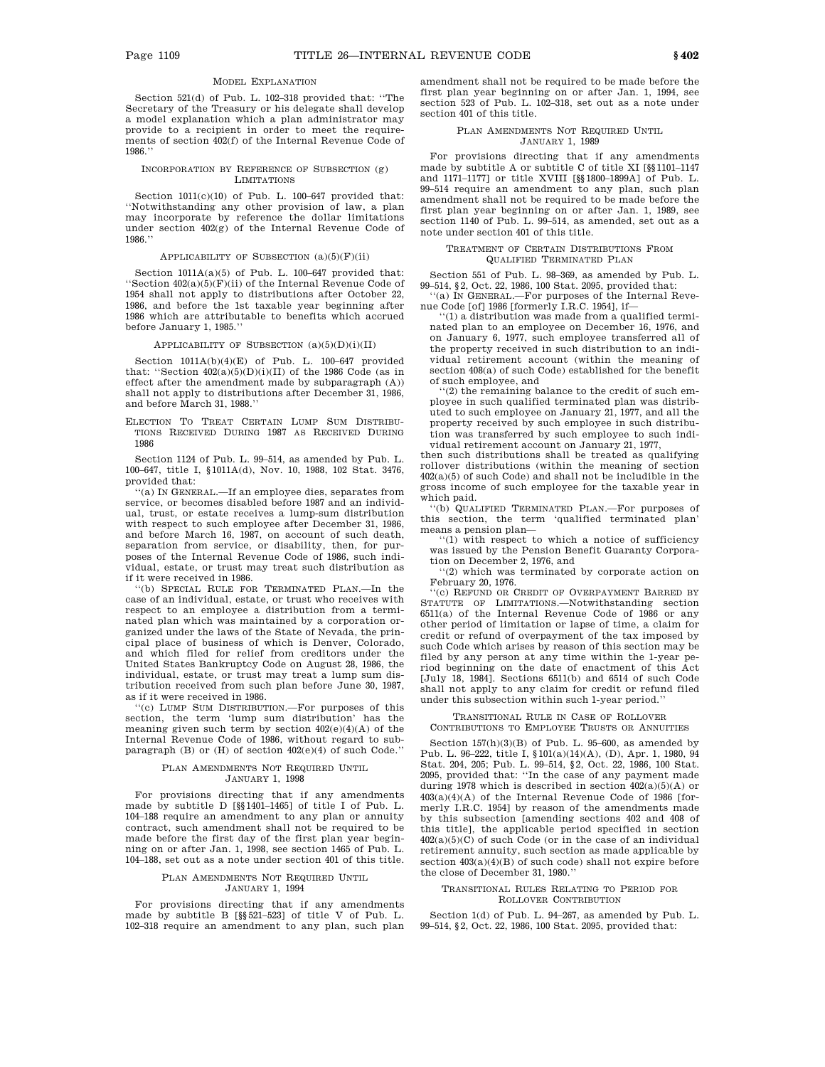#### Model Explanation

Section 521(d) of Pub. L. 102–318 provided that: ''The Secretary of the Treasury or his delegate shall develop a model explanation which a plan administrator may provide to a recipient in order to meet the requirements of section 402(f) of the Internal Revenue Code of 1986.''

#### Incorporation by Reference of Subsection (g) Limitations

Section 1011(c)(10) of Pub. L. 100–647 provided that: ''Notwithstanding any other provision of law, a plan may incorporate by reference the dollar limitations under section 402(g) of the Internal Revenue Code of 1986.''

#### Applicability of Subsection (a)(5)(F)(ii)

Section 1011A(a)(5) of Pub. L. 100–647 provided that: ''Section 402(a)(5)(F)(ii) of the Internal Revenue Code of 1954 shall not apply to distributions after October 22, 1986, and before the 1st taxable year beginning after 1986 which are attributable to benefits which accrued before January 1, 1985.''

#### Applicability of Subsection (a)(5)(D)(i)(II)

Section 1011A(b)(4)(E) of Pub. L. 100–647 provided that: ''Section 402(a)(5)(D)(i)(II) of the 1986 Code (as in effect after the amendment made by subparagraph (A)) shall not apply to distributions after December 31, 1986, and before March 31, 1988.''

#### Election To Treat Certain Lump Sum Distributions Received During 1987 as Received During 1986

Section 1124 of Pub. L. 99–514, as amended by Pub. L. 100–647, title I, §1011A(d), Nov. 10, 1988, 102 Stat. 3476, provided that:

''(a) In General.—If an employee dies, separates from service, or becomes disabled before 1987 and an individual, trust, or estate receives a lump-sum distribution with respect to such employee after December 31, 1986, and before March 16, 1987, on account of such death, separation from service, or disability, then, for purposes of the Internal Revenue Code of 1986, such individual, estate, or trust may treat such distribution as if it were received in 1986.

''(b) Special Rule for Terminated Plan.—In the case of an individual, estate, or trust who receives with respect to an employee a distribution from a terminated plan which was maintained by a corporation organized under the laws of the State of Nevada, the principal place of business of which is Denver, Colorado, and which filed for relief from creditors under the United States Bankruptcy Code on August 28, 1986, the individual, estate, or trust may treat a lump sum distribution received from such plan before June 30, 1987, as if it were received in 1986.

''(c) Lump Sum Distribution.—For purposes of this section, the term 'lump sum distribution' has the meaning given such term by section 402(e)(4)(A) of the Internal Revenue Code of 1986, without regard to subparagraph (B) or (H) of section 402(e)(4) of such Code.''

#### Plan Amendments Not Required Until January 1, 1998

For provisions directing that if any amendments made by subtitle D [§§1401–1465] of title I of Pub. L. 104–188 require an amendment to any plan or annuity contract, such amendment shall not be required to be made before the first day of the first plan year beginning on or after Jan. 1, 1998, see section 1465 of Pub. L. 104–188, set out as a note under section 401 of this title.

#### Plan Amendments Not Required Until January 1, 1994

For provisions directing that if any amendments made by subtitle B [§§521–523] of title V of Pub. L. 102–318 require an amendment to any plan, such plan amendment shall not be required to be made before the first plan year beginning on or after Jan. 1, 1994, see section 523 of Pub. L. 102–318, set out as a note under section 401 of this title.

#### Plan Amendments Not Required Until January 1, 1989

For provisions directing that if any amendments made by subtitle A or subtitle C of title XI [§§1101–1147 and 1171–1177] or title XVIII [§§1800–1899A] of Pub. L. 99–514 require an amendment to any plan, such plan amendment shall not be required to be made before the first plan year beginning on or after Jan. 1, 1989, see section 1140 of Pub. L. 99–514, as amended, set out as a note under section 401 of this title.

#### Treatment of Certain Distributions From Qualified Terminated Plan

Section 551 of Pub. L. 98–369, as amended by Pub. L. 99–514, §2, Oct. 22, 1986, 100 Stat. 2095, provided that:

''(a) In General.—For purposes of the Internal Revenue Code [of] 1986 [formerly I.R.C. 1954], if—

''(1) a distribution was made from a qualified terminated plan to an employee on December 16, 1976, and on January 6, 1977, such employee transferred all of the property received in such distribution to an individual retirement account (within the meaning of section 408(a) of such Code) established for the benefit of such employee, and

''(2) the remaining balance to the credit of such employee in such qualified terminated plan was distributed to such employee on January 21, 1977, and all the property received by such employee in such distribution was transferred by such employee to such individual retirement account on January 21, 1977,

then such distributions shall be treated as qualifying rollover distributions (within the meaning of section 402(a)(5) of such Code) and shall not be includible in the gross income of such employee for the taxable year in which paid.

''(b) Qualified Terminated Plan.—For purposes of this section, the term 'qualified terminated plan' means a pension plan—

''(1) with respect to which a notice of sufficiency was issued by the Pension Benefit Guaranty Corporation on December 2, 1976, and

''(2) which was terminated by corporate action on February 20, 1976.

''(c) Refund or Credit of Overpayment Barred by Statute of Limitations.—Notwithstanding section 6511(a) of the Internal Revenue Code of 1986 or any other period of limitation or lapse of time, a claim for credit or refund of overpayment of the tax imposed by such Code which arises by reason of this section may be filed by any person at any time within the 1-year period beginning on the date of enactment of this Act [July 18, 1984]. Sections 6511(b) and 6514 of such Code shall not apply to any claim for credit or refund filed under this subsection within such 1-year period.''

#### Transitional Rule in Case of Rollover Contributions to Employee Trusts or Annuities

Section 157(h)(3)(B) of Pub. L. 95–600, as amended by Pub. L. 96–222, title I, §101(a)(14)(A), (D), Apr. 1, 1980, 94 Stat. 204, 205; Pub. L. 99–514, §2, Oct. 22, 1986, 100 Stat. 2095, provided that: ''In the case of any payment made during 1978 which is described in section 402(a)(5)(A) or 403(a)(4)(A) of the Internal Revenue Code of 1986 [formerly I.R.C. 1954] by reason of the amendments made by this subsection [amending sections 402 and 408 of this title], the applicable period specified in section 402(a)(5)(C) of such Code (or in the case of an individual retirement annuity, such section as made applicable by section 403(a)(4)(B) of such code) shall not expire before the close of December 31, 1980.''

#### Transitional Rules Relating to Period for Rollover Contribution

Section 1(d) of Pub. L. 94–267, as amended by Pub. L. 99–514, §2, Oct. 22, 1986, 100 Stat. 2095, provided that: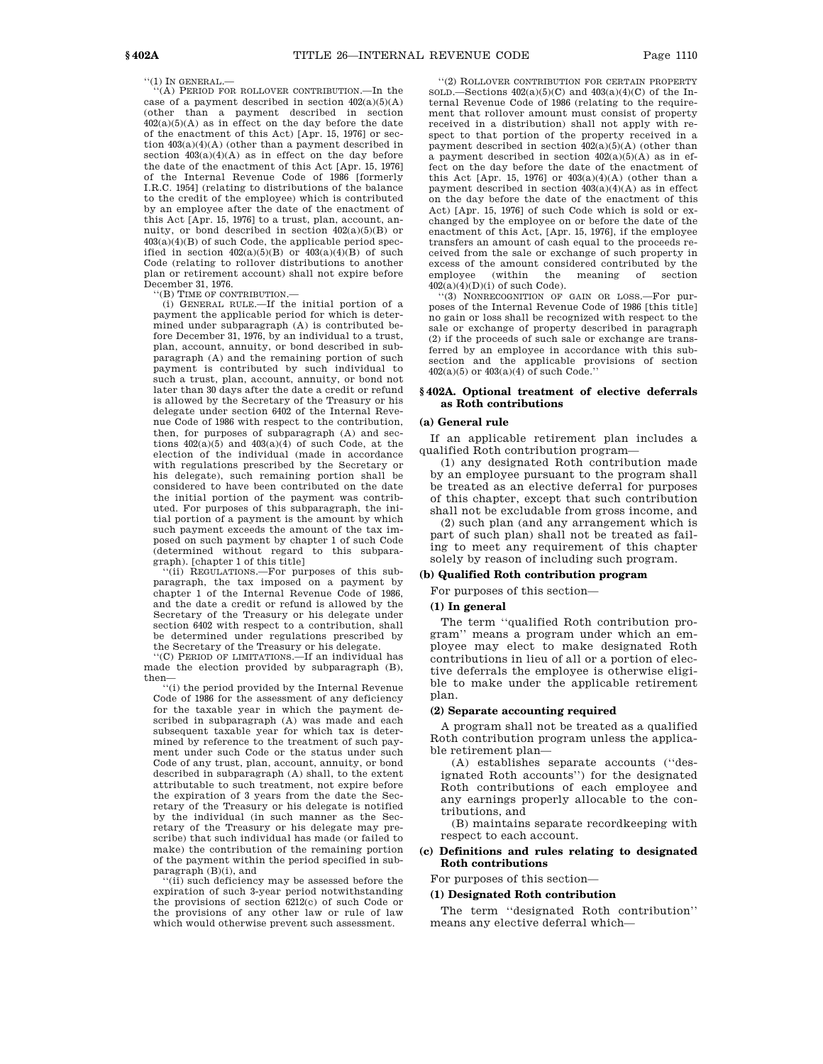"(1) In general.—

"(A) Period for rollover contribution.—In the case of a payment described in section 402(a)(5)(A) (other than a payment described in section 402(a)(5)(A) as in effect on the day before the date of the enactment of this Act) [Apr. 15, 1976] or section 403(a)(4)(A) (other than a payment described in section 403(a)(4)(A) as in effect on the day before the date of the enactment of this Act [Apr. 15, 1976] of the Internal Revenue Code of 1986 [formerly I.R.C. 1954] (relating to distributions of the balance to the credit of the employee) which is contributed by an employee after the date of the enactment of this Act [Apr. 15, 1976] to a trust, plan, account, annuity, or bond described in section 402(a)(5)(B) or 403(a)(4)(B) of such Code, the applicable period specified in section 402(a)(5)(B) or 403(a)(4)(B) of such Code (relating to rollover distributions to another plan or retirement account) shall not expire before December 31, 1976.

"(B) Time of contribution.—

(i) General rule.—If the initial portion of a payment the applicable period for which is determined under subparagraph (A) is contributed before December 31, 1976, by an individual to a trust, plan, account, annuity, or bond described in subparagraph (A) and the remaining portion of such payment is contributed by such individual to such a trust, plan, account, annuity, or bond not later than 30 days after the date a credit or refund is allowed by the Secretary of the Treasury or his delegate under section 6402 of the Internal Revenue Code of 1986 with respect to the contribution, then, for purposes of subparagraph (A) and sections 402(a)(5) and 403(a)(4) of such Code, at the election of the individual (made in accordance with regulations prescribed by the Secretary or his delegate), such remaining portion shall be considered to have been contributed on the date the initial portion of the payment was contributed. For purposes of this subparagraph, the initial portion of a payment is the amount by which such payment exceeds the amount of the tax imposed on such payment by chapter 1 of such Code (determined without regard to this subparagraph). [chapter 1 of this title]

"(ii) Regulations.—For purposes of this subparagraph, the tax imposed on a payment by chapter 1 of the Internal Revenue Code of 1986, and the date a credit or refund is allowed by the Secretary of the Treasury or his delegate under section 6402 with respect to a contribution, shall be determined under regulations prescribed by the Secretary of the Treasury or his delegate.

"(C) Period of limitations.—If an individual has made the election provided by subparagraph (B), then—

"(i) the period provided by the Internal Revenue Code of 1986 for the assessment of any deficiency for the taxable year in which the payment described in subparagraph (A) was made and each subsequent taxable year for which tax is determined by reference to the treatment of such payment under such Code or the status under such Code of any trust, plan, account, annuity, or bond described in subparagraph (A) shall, to the extent attributable to such treatment, not expire before the expiration of 3 years from the date the Secretary of the Treasury or his delegate is notified by the individual (in such manner as the Secretary of the Treasury or his delegate may prescribe) that such individual has made (or failed to make) the contribution of the remaining portion of the payment within the period specified in subparagraph (B)(i), and

"(ii) such deficiency may be assessed before the expiration of such 3-year period notwithstanding the provisions of section 6212(c) of such Code or the provisions of any other law or rule of law which would otherwise prevent such assessment.

"(2) Rollover contribution for certain property sold.—Sections 402(a)(5)(C) and 403(a)(4)(C) of the Internal Revenue Code of 1986 (relating to the requirement that rollover amount must consist of property received in a distribution) shall not apply with respect to that portion of the property received in a payment described in section 402(a)(5)(A) (other than a payment described in section 402(a)(5)(A) as in effect on the day before the date of the enactment of this Act [Apr. 15, 1976] or 403(a)(4)(A) (other than a payment described in section 403(a)(4)(A) as in effect on the day before the date of the enactment of this Act) [Apr. 15, 1976] of such Code which is sold or exchanged by the employee on or before the date of the enactment of this Act, [Apr. 15, 1976], if the employee transfers an amount of cash equal to the proceeds received from the sale or exchange of such property in excess of the amount considered contributed by the employee (within the meaning of section 402(a)(4)(D)(i) of such Code).

"(3) Nonrecognition of gain or loss.—For purposes of the Internal Revenue Code of 1986 [this title] no gain or loss shall be recognized with respect to the sale or exchange of property described in paragraph (2) if the proceeds of such sale or exchange are transferred by an employee in accordance with this subsection and the applicable provisions of section 402(a)(5) or 403(a)(4) of such Code."

## §402A. Optional treatment of elective deferrals as Roth contributions

### (a) General rule

If an applicable retirement plan includes a qualified Roth contribution program—

(1) any designated Roth contribution made by an employee pursuant to the program shall be treated as an elective deferral for purposes of this chapter, except that such contribution shall not be excludable from gross income, and

(2) such plan (and any arrangement which is part of such plan) shall not be treated as failing to meet any requirement of this chapter solely by reason of including such program.

### (b) Qualified Roth contribution program

For purposes of this section—

#### (1) In general

The term "qualified Roth contribution program" means a program under which an employee may elect to make designated Roth contributions in lieu of all or a portion of elective deferrals the employee is otherwise eligible to make under the applicable retirement plan.

#### (2) Separate accounting required

A program shall not be treated as a qualified Roth contribution program unless the applicable retirement plan—

(A) establishes separate accounts ("designated Roth accounts") for the designated Roth contributions of each employee and any earnings properly allocable to the contributions, and

(B) maintains separate recordkeeping with respect to each account.

### (c) Definitions and rules relating to designated Roth contributions

For purposes of this section—

#### (1) Designated Roth contribution

The term "designated Roth contribution" means any elective deferral which—